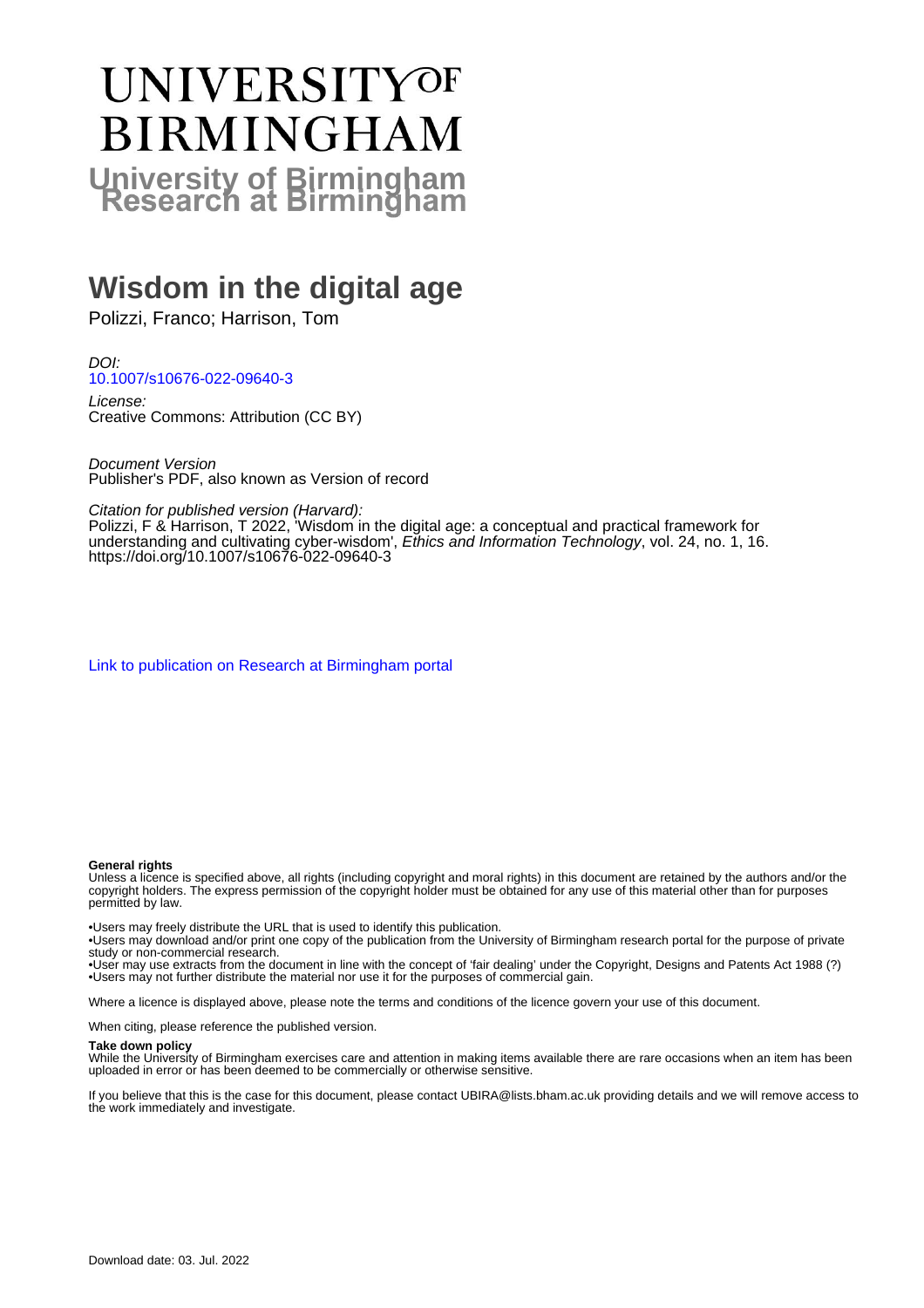# UNIVERSITY OF BIRMINGHAM

**University of Birmingham Research at Birmingham**

# Wisdom in the digital age

Polizzi, Franco; Harrison, Tom

*DOI:*
10.1007/s10676-022-09640-3

*License:*
Creative Commons: Attribution (CC BY)

*Document Version*
Publisher's PDF, also known as Version of record

*Citation for published version (Harvard):*
Polizzi, F & Harrison, T 2022, 'Wisdom in the digital age: a conceptual and practical framework for understanding and cultivating cyber-wisdom', *Ethics and Information Technology*, vol. 24, no. 1, 16. https://doi.org/10.1007/s10676-022-09640-3

Link to publication on Research at Birmingham portal

**General rights**
Unless a licence is specified above, all rights (including copyright and moral rights) in this document are retained by the authors and/or the copyright holders. The express permission of the copyright holder must be obtained for any use of this material other than for purposes permitted by law.

•Users may freely distribute the URL that is used to identify this publication.
•Users may download and/or print one copy of the publication from the University of Birmingham research portal for the purpose of private study or non-commercial research.
•User may use extracts from the document in line with the concept of 'fair dealing' under the Copyright, Designs and Patents Act 1988 (?)
•Users may not further distribute the material nor use it for the purposes of commercial gain.

Where a licence is displayed above, please note the terms and conditions of the licence govern your use of this document.

When citing, please reference the published version.

**Take down policy**
While the University of Birmingham exercises care and attention in making items available there are rare occasions when an item has been uploaded in error or has been deemed to be commercially or otherwise sensitive.

If you believe that this is the case for this document, please contact UBIRA@lists.bham.ac.uk providing details and we will remove access to the work immediately and investigate.

Download date: 03. Jul. 2022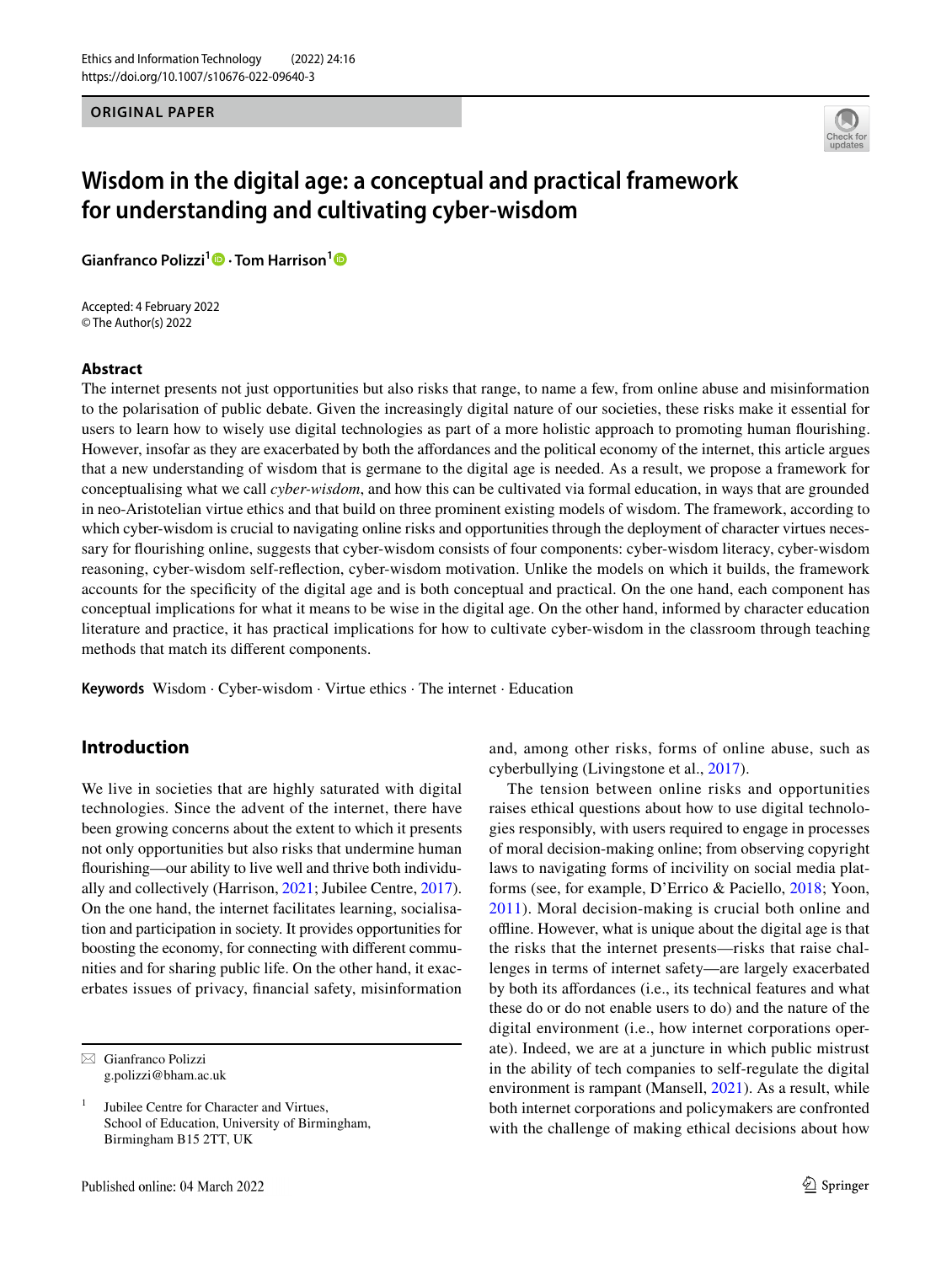Ethics and Information Technology (2022) 24:16
https://doi.org/10.1007/s10676-022-09640-3

**ORIGINAL PAPER**

# Wisdom in the digital age: a conceptual and practical framework for understanding and cultivating cyber-wisdom

**Gianfranco Polizzi[1] · Tom Harrison[1]**

Accepted: 4 February 2022
© The Author(s) 2022

## Abstract

The internet presents not just opportunities but also risks that range, to name a few, from online abuse and misinformation to the polarisation of public debate. Given the increasingly digital nature of our societies, these risks make it essential for users to learn how to wisely use digital technologies as part of a more holistic approach to promoting human flourishing. However, insofar as they are exacerbated by both the affordances and the political economy of the internet, this article argues that a new understanding of wisdom that is germane to the digital age is needed. As a result, we propose a framework for conceptualising what we call *cyber-wisdom*, and how this can be cultivated via formal education, in ways that are grounded in neo-Aristotelian virtue ethics and that build on three prominent existing models of wisdom. The framework, according to which cyber-wisdom is crucial to navigating online risks and opportunities through the deployment of character virtues necessary for flourishing online, suggests that cyber-wisdom consists of four components: cyber-wisdom literacy, cyber-wisdom reasoning, cyber-wisdom self-reflection, cyber-wisdom motivation. Unlike the models on which it builds, the framework accounts for the specificity of the digital age and is both conceptual and practical. On the one hand, each component has conceptual implications for what it means to be wise in the digital age. On the other hand, informed by character education literature and practice, it has practical implications for how to cultivate cyber-wisdom in the classroom through teaching methods that match its different components.

**Keywords** Wisdom · Cyber-wisdom · Virtue ethics · The internet · Education

## Introduction

We live in societies that are highly saturated with digital technologies. Since the advent of the internet, there have been growing concerns about the extent to which it presents not only opportunities but also risks that undermine human flourishing—our ability to live well and thrive both individually and collectively (Harrison, 2021; Jubilee Centre, 2017). On the one hand, the internet facilitates learning, socialisation and participation in society. It provides opportunities for boosting the economy, for connecting with different communities and for sharing public life. On the other hand, it exacerbates issues of privacy, financial safety, misinformation and, among other risks, forms of online abuse, such as cyberbullying (Livingstone et al., 2017).

The tension between online risks and opportunities raises ethical questions about how to use digital technologies responsibly, with users required to engage in processes of moral decision-making online; from observing copyright laws to navigating forms of incivility on social media platforms (see, for example, D'Errico & Paciello, 2018; Yoon, 2011). Moral decision-making is crucial both online and offline. However, what is unique about the digital age is that the risks that the internet presents—risks that raise challenges in terms of internet safety—are largely exacerbated by both its affordances (i.e., its technical features and what these do or do not enable users to do) and the nature of the digital environment (i.e., how internet corporations operate). Indeed, we are at a juncture in which public mistrust in the ability of tech companies to self-regulate the digital environment is rampant (Mansell, 2021). As a result, while both internet corporations and policymakers are confronted with the challenge of making ethical decisions about how

---

✉ Gianfranco Polizzi
g.polizzi@bham.ac.uk

[1] Jubilee Centre for Character and Virtues, School of Education, University of Birmingham, Birmingham B15 2TT, UK

Published online: 04 March 2022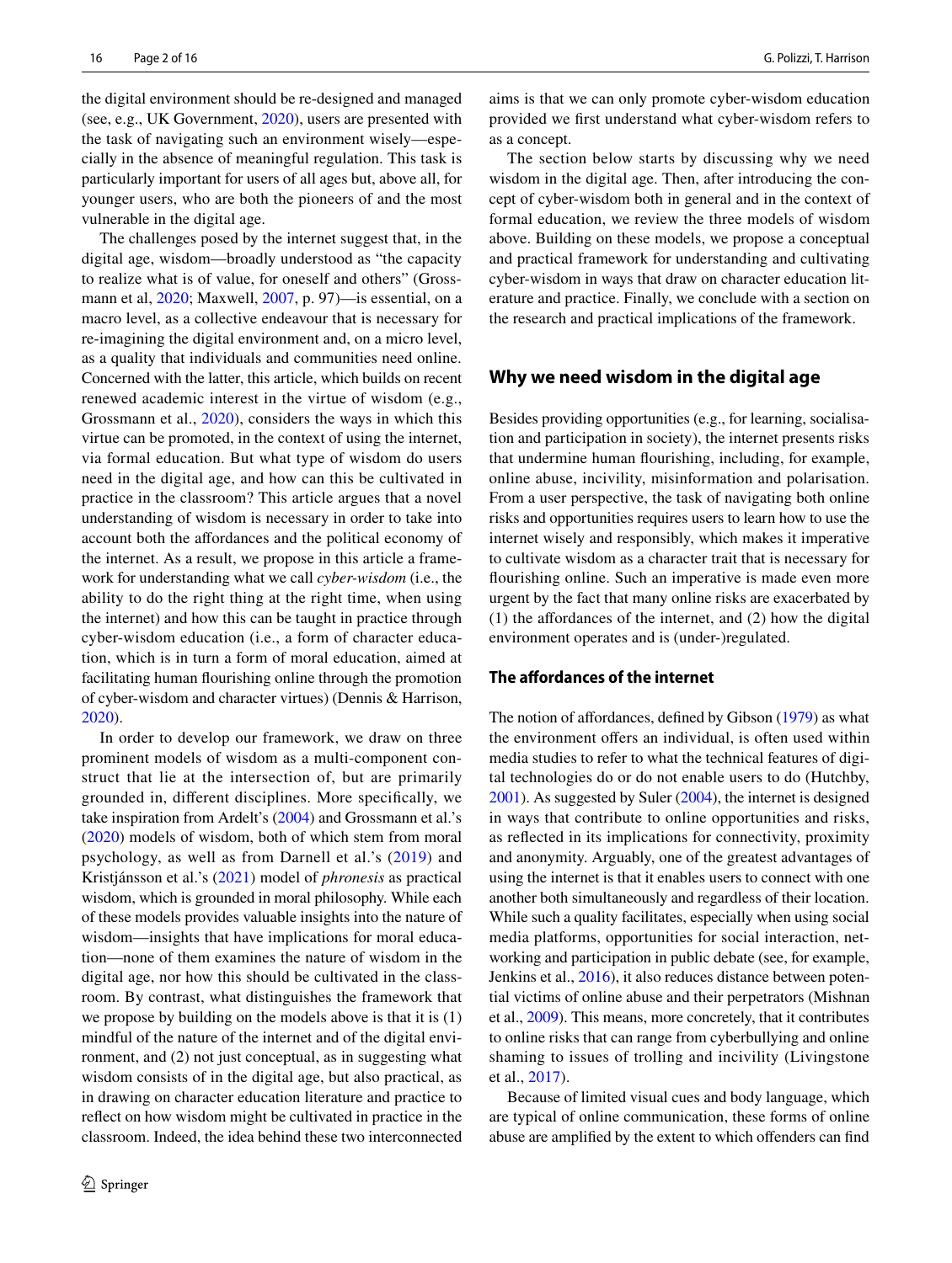the digital environment should be re-designed and managed (see, e.g., UK Government, 2020), users are presented with the task of navigating such an environment wisely—especially in the absence of meaningful regulation. This task is particularly important for users of all ages but, above all, for younger users, who are both the pioneers of and the most vulnerable in the digital age.

The challenges posed by the internet suggest that, in the digital age, wisdom—broadly understood as "the capacity to realize what is of value, for oneself and others" (Grossmann et al, 2020; Maxwell, 2007, p. 97)—is essential, on a macro level, as a collective endeavour that is necessary for re-imagining the digital environment and, on a micro level, as a quality that individuals and communities need online. Concerned with the latter, this article, which builds on recent renewed academic interest in the virtue of wisdom (e.g., Grossmann et al., 2020), considers the ways in which this virtue can be promoted, in the context of using the internet, via formal education. But what type of wisdom do users need in the digital age, and how can this be cultivated in practice in the classroom? This article argues that a novel understanding of wisdom is necessary in order to take into account both the affordances and the political economy of the internet. As a result, we propose in this article a framework for understanding what we call *cyber-wisdom* (i.e., the ability to do the right thing at the right time, when using the internet) and how this can be taught in practice through cyber-wisdom education (i.e., a form of character education, which is in turn a form of moral education, aimed at facilitating human flourishing online through the promotion of cyber-wisdom and character virtues) (Dennis & Harrison, 2020).

In order to develop our framework, we draw on three prominent models of wisdom as a multi-component construct that lie at the intersection of, but are primarily grounded in, different disciplines. More specifically, we take inspiration from Ardelt's (2004) and Grossmann et al.'s (2020) models of wisdom, both of which stem from moral psychology, as well as from Darnell et al.'s (2019) and Kristjánsson et al.'s (2021) model of *phronesis* as practical wisdom, which is grounded in moral philosophy. While each of these models provides valuable insights into the nature of wisdom—insights that have implications for moral education—none of them examines the nature of wisdom in the digital age, nor how this should be cultivated in the classroom. By contrast, what distinguishes the framework that we propose by building on the models above is that it is (1) mindful of the nature of the internet and of the digital environment, and (2) not just conceptual, as in suggesting what wisdom consists of in the digital age, but also practical, as in drawing on character education literature and practice to reflect on how wisdom might be cultivated in practice in the classroom. Indeed, the idea behind these two interconnected aims is that we can only promote cyber-wisdom education provided we first understand what cyber-wisdom refers to as a concept.

The section below starts by discussing why we need wisdom in the digital age. Then, after introducing the concept of cyber-wisdom both in general and in the context of formal education, we review the three models of wisdom above. Building on these models, we propose a conceptual and practical framework for understanding and cultivating cyber-wisdom in ways that draw on character education literature and practice. Finally, we conclude with a section on the research and practical implications of the framework.

## Why we need wisdom in the digital age

Besides providing opportunities (e.g., for learning, socialisation and participation in society), the internet presents risks that undermine human flourishing, including, for example, online abuse, incivility, misinformation and polarisation. From a user perspective, the task of navigating both online risks and opportunities requires users to learn how to use the internet wisely and responsibly, which makes it imperative to cultivate wisdom as a character trait that is necessary for flourishing online. Such an imperative is made even more urgent by the fact that many online risks are exacerbated by (1) the affordances of the internet, and (2) how the digital environment operates and is (under-)regulated.

### The affordances of the internet

The notion of affordances, defined by Gibson (1979) as what the environment offers an individual, is often used within media studies to refer to what the technical features of digital technologies do or do not enable users to do (Hutchby, 2001). As suggested by Suler (2004), the internet is designed in ways that contribute to online opportunities and risks, as reflected in its implications for connectivity, proximity and anonymity. Arguably, one of the greatest advantages of using the internet is that it enables users to connect with one another both simultaneously and regardless of their location. While such a quality facilitates, especially when using social media platforms, opportunities for social interaction, networking and participation in public debate (see, for example, Jenkins et al., 2016), it also reduces distance between potential victims of online abuse and their perpetrators (Mishnan et al., 2009). This means, more concretely, that it contributes to online risks that can range from cyberbullying and online shaming to issues of trolling and incivility (Livingstone et al., 2017).

Because of limited visual cues and body language, which are typical of online communication, these forms of online abuse are amplified by the extent to which offenders can find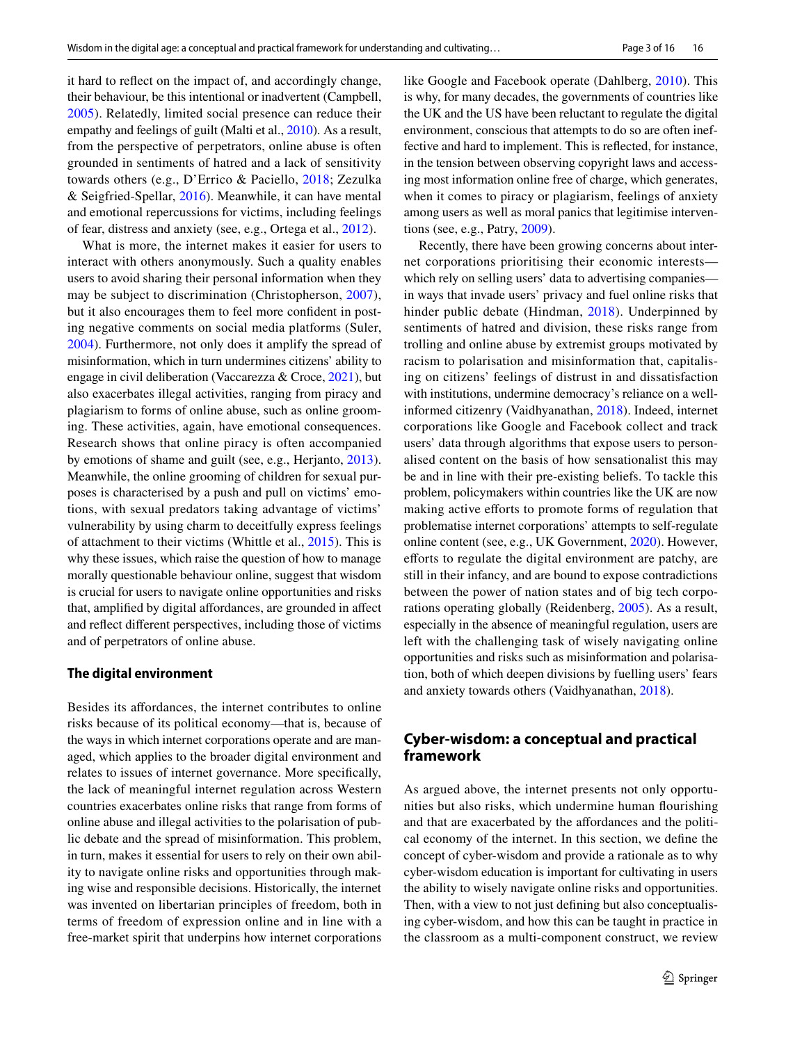it hard to reflect on the impact of, and accordingly change, their behaviour, be this intentional or inadvertent (Campbell, 2005). Relatedly, limited social presence can reduce their empathy and feelings of guilt (Malti et al., 2010). As a result, from the perspective of perpetrators, online abuse is often grounded in sentiments of hatred and a lack of sensitivity towards others (e.g., D'Errico & Paciello, 2018; Zezulka & Seigfried-Spellar, 2016). Meanwhile, it can have mental and emotional repercussions for victims, including feelings of fear, distress and anxiety (see, e.g., Ortega et al., 2012).

What is more, the internet makes it easier for users to interact with others anonymously. Such a quality enables users to avoid sharing their personal information when they may be subject to discrimination (Christopherson, 2007), but it also encourages them to feel more confident in posting negative comments on social media platforms (Suler, 2004). Furthermore, not only does it amplify the spread of misinformation, which in turn undermines citizens' ability to engage in civil deliberation (Vaccarezza & Croce, 2021), but also exacerbates illegal activities, ranging from piracy and plagiarism to forms of online abuse, such as online grooming. These activities, again, have emotional consequences. Research shows that online piracy is often accompanied by emotions of shame and guilt (see, e.g., Herjanto, 2013). Meanwhile, the online grooming of children for sexual purposes is characterised by a push and pull on victims' emotions, with sexual predators taking advantage of victims' vulnerability by using charm to deceitfully express feelings of attachment to their victims (Whittle et al., 2015). This is why these issues, which raise the question of how to manage morally questionable behaviour online, suggest that wisdom is crucial for users to navigate online opportunities and risks that, amplified by digital affordances, are grounded in affect and reflect different perspectives, including those of victims and of perpetrators of online abuse.

### The digital environment

Besides its affordances, the internet contributes to online risks because of its political economy—that is, because of the ways in which internet corporations operate and are managed, which applies to the broader digital environment and relates to issues of internet governance. More specifically, the lack of meaningful internet regulation across Western countries exacerbates online risks that range from forms of online abuse and illegal activities to the polarisation of public debate and the spread of misinformation. This problem, in turn, makes it essential for users to rely on their own ability to navigate online risks and opportunities through making wise and responsible decisions. Historically, the internet was invented on libertarian principles of freedom, both in terms of freedom of expression online and in line with a free-market spirit that underpins how internet corporations like Google and Facebook operate (Dahlberg, 2010). This is why, for many decades, the governments of countries like the UK and the US have been reluctant to regulate the digital environment, conscious that attempts to do so are often ineffective and hard to implement. This is reflected, for instance, in the tension between observing copyright laws and accessing most information online free of charge, which generates, when it comes to piracy or plagiarism, feelings of anxiety among users as well as moral panics that legitimise interventions (see, e.g., Patry, 2009).

Recently, there have been growing concerns about internet corporations prioritising their economic interests—which rely on selling users' data to advertising companies—in ways that invade users' privacy and fuel online risks that hinder public debate (Hindman, 2018). Underpinned by sentiments of hatred and division, these risks range from trolling and online abuse by extremist groups motivated by racism to polarisation and misinformation that, capitalising on citizens' feelings of distrust in and dissatisfaction with institutions, undermine democracy's reliance on a well-informed citizenry (Vaidhyanathan, 2018). Indeed, internet corporations like Google and Facebook collect and track users' data through algorithms that expose users to personalised content on the basis of how sensationalist this may be and in line with their pre-existing beliefs. To tackle this problem, policymakers within countries like the UK are now making active efforts to promote forms of regulation that problematise internet corporations' attempts to self-regulate online content (see, e.g., UK Government, 2020). However, efforts to regulate the digital environment are patchy, are still in their infancy, and are bound to expose contradictions between the power of nation states and of big tech corporations operating globally (Reidenberg, 2005). As a result, especially in the absence of meaningful regulation, users are left with the challenging task of wisely navigating online opportunities and risks such as misinformation and polarisation, both of which deepen divisions by fuelling users' fears and anxiety towards others (Vaidhyanathan, 2018).

## Cyber-wisdom: a conceptual and practical framework

As argued above, the internet presents not only opportunities but also risks, which undermine human flourishing and that are exacerbated by the affordances and the political economy of the internet. In this section, we define the concept of cyber-wisdom and provide a rationale as to why cyber-wisdom education is important for cultivating in users the ability to wisely navigate online risks and opportunities. Then, with a view to not just defining but also conceptualising cyber-wisdom, and how this can be taught in practice in the classroom as a multi-component construct, we review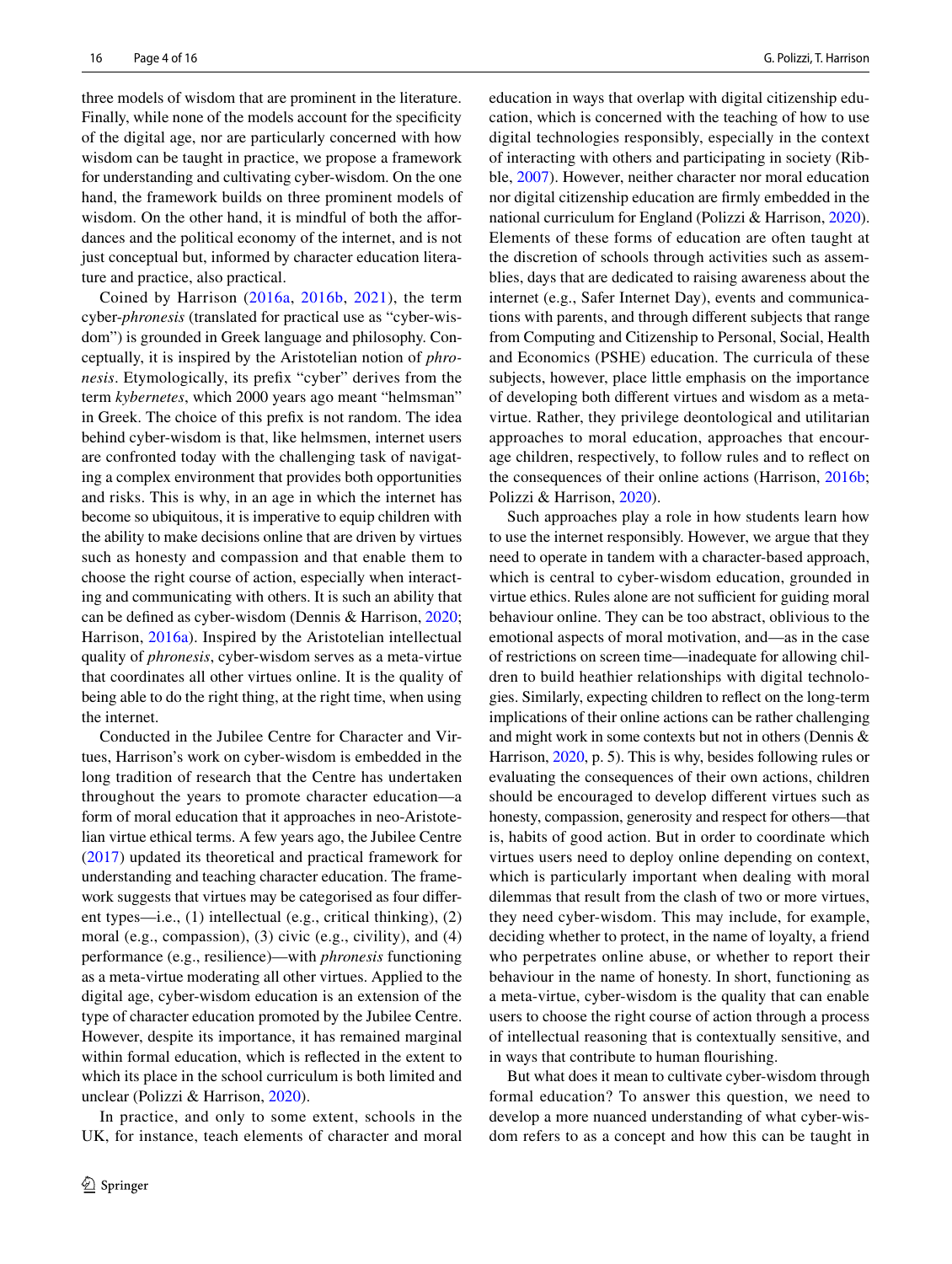three models of wisdom that are prominent in the literature. Finally, while none of the models account for the specificity of the digital age, nor are particularly concerned with how wisdom can be taught in practice, we propose a framework for understanding and cultivating cyber-wisdom. On the one hand, the framework builds on three prominent models of wisdom. On the other hand, it is mindful of both the affordances and the political economy of the internet, and is not just conceptual but, informed by character education literature and practice, also practical.

Coined by Harrison (2016a, 2016b, 2021), the term cyber-*phronesis* (translated for practical use as "cyber-wisdom") is grounded in Greek language and philosophy. Conceptually, it is inspired by the Aristotelian notion of *phronesis*. Etymologically, its prefix "cyber" derives from the term *kybernetes*, which 2000 years ago meant "helmsman" in Greek. The choice of this prefix is not random. The idea behind cyber-wisdom is that, like helmsmen, internet users are confronted today with the challenging task of navigating a complex environment that provides both opportunities and risks. This is why, in an age in which the internet has become so ubiquitous, it is imperative to equip children with the ability to make decisions online that are driven by virtues such as honesty and compassion and that enable them to choose the right course of action, especially when interacting and communicating with others. It is such an ability that can be defined as cyber-wisdom (Dennis & Harrison, 2020; Harrison, 2016a). Inspired by the Aristotelian intellectual quality of *phronesis*, cyber-wisdom serves as a meta-virtue that coordinates all other virtues online. It is the quality of being able to do the right thing, at the right time, when using the internet.

Conducted in the Jubilee Centre for Character and Virtues, Harrison's work on cyber-wisdom is embedded in the long tradition of research that the Centre has undertaken throughout the years to promote character education—a form of moral education that it approaches in neo-Aristotelian virtue ethical terms. A few years ago, the Jubilee Centre (2017) updated its theoretical and practical framework for understanding and teaching character education. The framework suggests that virtues may be categorised as four different types—i.e., (1) intellectual (e.g., critical thinking), (2) moral (e.g., compassion), (3) civic (e.g., civility), and (4) performance (e.g., resilience)—with *phronesis* functioning as a meta-virtue moderating all other virtues. Applied to the digital age, cyber-wisdom education is an extension of the type of character education promoted by the Jubilee Centre. However, despite its importance, it has remained marginal within formal education, which is reflected in the extent to which its place in the school curriculum is both limited and unclear (Polizzi & Harrison, 2020).

In practice, and only to some extent, schools in the UK, for instance, teach elements of character and moral education in ways that overlap with digital citizenship education, which is concerned with the teaching of how to use digital technologies responsibly, especially in the context of interacting with others and participating in society (Ribble, 2007). However, neither character nor moral education nor digital citizenship education are firmly embedded in the national curriculum for England (Polizzi & Harrison, 2020). Elements of these forms of education are often taught at the discretion of schools through activities such as assemblies, days that are dedicated to raising awareness about the internet (e.g., Safer Internet Day), events and communications with parents, and through different subjects that range from Computing and Citizenship to Personal, Social, Health and Economics (PSHE) education. The curricula of these subjects, however, place little emphasis on the importance of developing both different virtues and wisdom as a meta-virtue. Rather, they privilege deontological and utilitarian approaches to moral education, approaches that encourage children, respectively, to follow rules and to reflect on the consequences of their online actions (Harrison, 2016b; Polizzi & Harrison, 2020).

Such approaches play a role in how students learn how to use the internet responsibly. However, we argue that they need to operate in tandem with a character-based approach, which is central to cyber-wisdom education, grounded in virtue ethics. Rules alone are not sufficient for guiding moral behaviour online. They can be too abstract, oblivious to the emotional aspects of moral motivation, and—as in the case of restrictions on screen time—inadequate for allowing children to build heathier relationships with digital technologies. Similarly, expecting children to reflect on the long-term implications of their online actions can be rather challenging and might work in some contexts but not in others (Dennis & Harrison, 2020, p. 5). This is why, besides following rules or evaluating the consequences of their own actions, children should be encouraged to develop different virtues such as honesty, compassion, generosity and respect for others—that is, habits of good action. But in order to coordinate which virtues users need to deploy online depending on context, which is particularly important when dealing with moral dilemmas that result from the clash of two or more virtues, they need cyber-wisdom. This may include, for example, deciding whether to protect, in the name of loyalty, a friend who perpetrates online abuse, or whether to report their behaviour in the name of honesty. In short, functioning as a meta-virtue, cyber-wisdom is the quality that can enable users to choose the right course of action through a process of intellectual reasoning that is contextually sensitive, and in ways that contribute to human flourishing.

But what does it mean to cultivate cyber-wisdom through formal education? To answer this question, we need to develop a more nuanced understanding of what cyber-wisdom refers to as a concept and how this can be taught in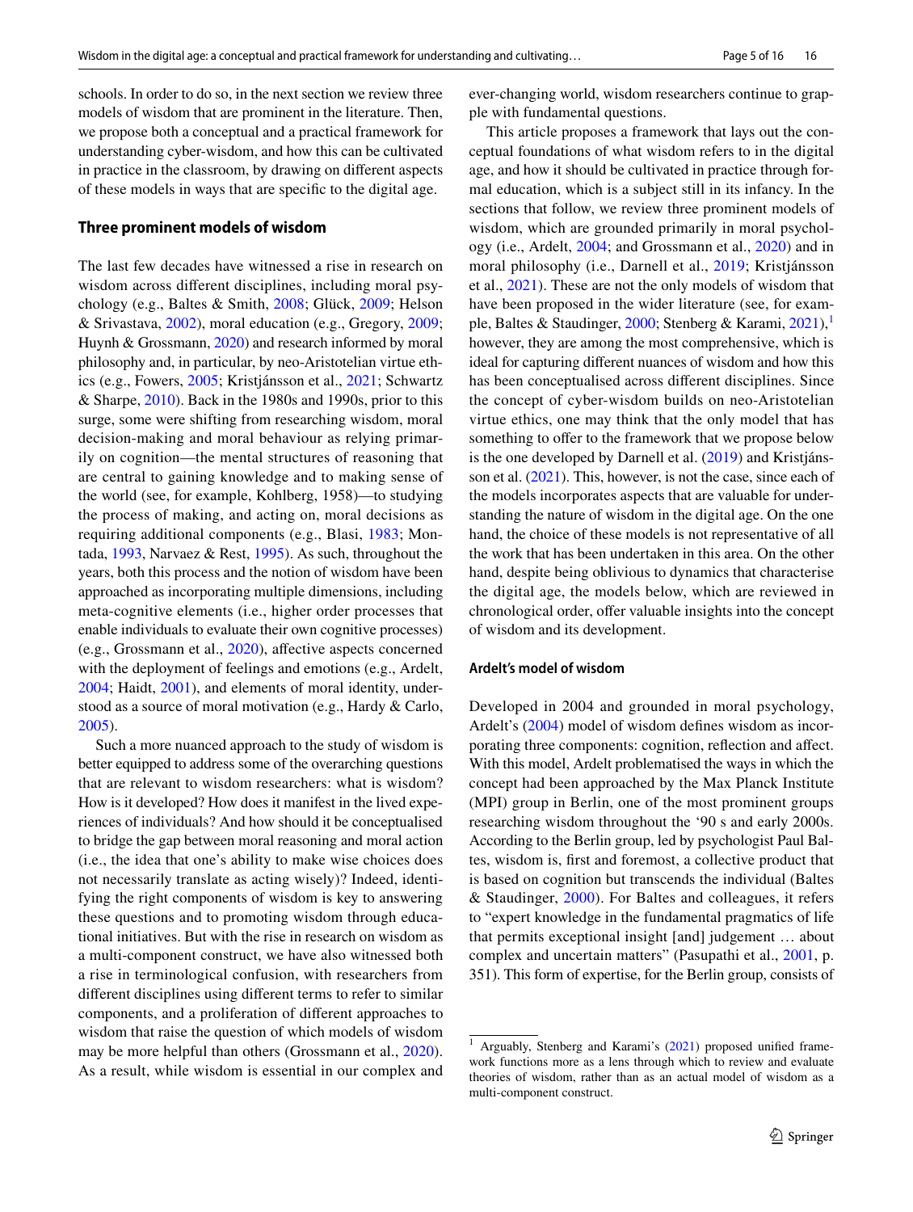schools. In order to do so, in the next section we review three models of wisdom that are prominent in the literature. Then, we propose both a conceptual and a practical framework for understanding cyber-wisdom, and how this can be cultivated in practice in the classroom, by drawing on different aspects of these models in ways that are specific to the digital age.

## Three prominent models of wisdom

The last few decades have witnessed a rise in research on wisdom across different disciplines, including moral psychology (e.g., Baltes & Smith, 2008; Glück, 2009; Helson & Srivastava, 2002), moral education (e.g., Gregory, 2009; Huynh & Grossmann, 2020) and research informed by moral philosophy and, in particular, by neo-Aristotelian virtue ethics (e.g., Fowers, 2005; Kristjánsson et al., 2021; Schwartz & Sharpe, 2010). Back in the 1980s and 1990s, prior to this surge, some were shifting from researching wisdom, moral decision-making and moral behaviour as relying primarily on cognition—the mental structures of reasoning that are central to gaining knowledge and to making sense of the world (see, for example, Kohlberg, 1958)—to studying the process of making, and acting on, moral decisions as requiring additional components (e.g., Blasi, 1983; Montada, 1993, Narvaez & Rest, 1995). As such, throughout the years, both this process and the notion of wisdom have been approached as incorporating multiple dimensions, including meta-cognitive elements (i.e., higher order processes that enable individuals to evaluate their own cognitive processes) (e.g., Grossmann et al., 2020), affective aspects concerned with the deployment of feelings and emotions (e.g., Ardelt, 2004; Haidt, 2001), and elements of moral identity, understood as a source of moral motivation (e.g., Hardy & Carlo, 2005).

Such a more nuanced approach to the study of wisdom is better equipped to address some of the overarching questions that are relevant to wisdom researchers: what is wisdom? How is it developed? How does it manifest in the lived experiences of individuals? And how should it be conceptualised to bridge the gap between moral reasoning and moral action (i.e., the idea that one's ability to make wise choices does not necessarily translate as acting wisely)? Indeed, identifying the right components of wisdom is key to answering these questions and to promoting wisdom through educational initiatives. But with the rise in research on wisdom as a multi-component construct, we have also witnessed both a rise in terminological confusion, with researchers from different disciplines using different terms to refer to similar components, and a proliferation of different approaches to wisdom that raise the question of which models of wisdom may be more helpful than others (Grossmann et al., 2020). As a result, while wisdom is essential in our complex and ever-changing world, wisdom researchers continue to grapple with fundamental questions.

This article proposes a framework that lays out the conceptual foundations of what wisdom refers to in the digital age, and how it should be cultivated in practice through formal education, which is a subject still in its infancy. In the sections that follow, we review three prominent models of wisdom, which are grounded primarily in moral psychology (i.e., Ardelt, 2004; and Grossmann et al., 2020) and in moral philosophy (i.e., Darnell et al., 2019; Kristjánsson et al., 2021). These are not the only models of wisdom that have been proposed in the wider literature (see, for example, Baltes & Staudinger, 2000; Stenberg & Karami, 2021),[1] however, they are among the most comprehensive, which is ideal for capturing different nuances of wisdom and how this has been conceptualised across different disciplines. Since the concept of cyber-wisdom builds on neo-Aristotelian virtue ethics, one may think that the only model that has something to offer to the framework that we propose below is the one developed by Darnell et al. (2019) and Kristjánsson et al. (2021). This, however, is not the case, since each of the models incorporates aspects that are valuable for understanding the nature of wisdom in the digital age. On the one hand, the choice of these models is not representative of all the work that has been undertaken in this area. On the other hand, despite being oblivious to dynamics that characterise the digital age, the models below, which are reviewed in chronological order, offer valuable insights into the concept of wisdom and its development.

### Ardelt's model of wisdom

Developed in 2004 and grounded in moral psychology, Ardelt's (2004) model of wisdom defines wisdom as incorporating three components: cognition, reflection and affect. With this model, Ardelt problematised the ways in which the concept had been approached by the Max Planck Institute (MPI) group in Berlin, one of the most prominent groups researching wisdom throughout the '90 s and early 2000s. According to the Berlin group, led by psychologist Paul Baltes, wisdom is, first and foremost, a collective product that is based on cognition but transcends the individual (Baltes & Staudinger, 2000). For Baltes and colleagues, it refers to "expert knowledge in the fundamental pragmatics of life that permits exceptional insight [and] judgement … about complex and uncertain matters" (Pasupathi et al., 2001, p. 351). This form of expertise, for the Berlin group, consists of

[1] Arguably, Stenberg and Karami's (2021) proposed unified framework functions more as a lens through which to review and evaluate theories of wisdom, rather than as an actual model of wisdom as a multi-component construct.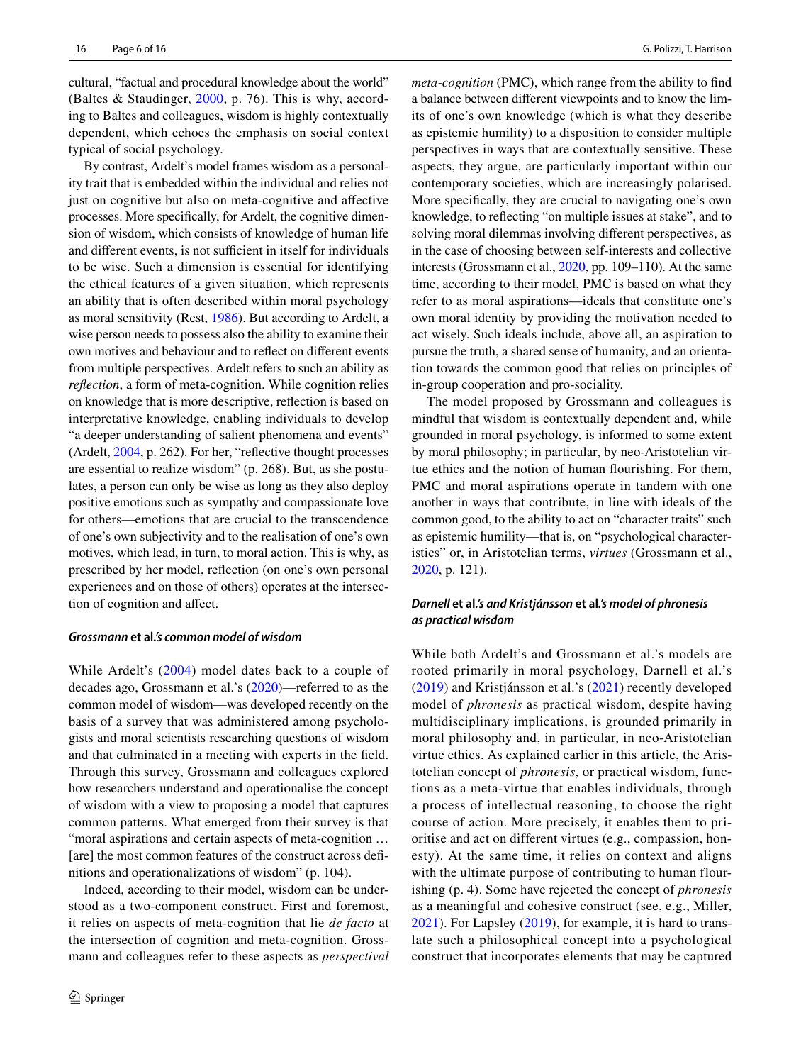cultural, "factual and procedural knowledge about the world" (Baltes & Staudinger, 2000, p. 76). This is why, according to Baltes and colleagues, wisdom is highly contextually dependent, which echoes the emphasis on social context typical of social psychology.

By contrast, Ardelt's model frames wisdom as a personality trait that is embedded within the individual and relies not just on cognitive but also on meta-cognitive and affective processes. More specifically, for Ardelt, the cognitive dimension of wisdom, which consists of knowledge of human life and different events, is not sufficient in itself for individuals to be wise. Such a dimension is essential for identifying the ethical features of a given situation, which represents an ability that is often described within moral psychology as moral sensitivity (Rest, 1986). But according to Ardelt, a wise person needs to possess also the ability to examine their own motives and behaviour and to reflect on different events from multiple perspectives. Ardelt refers to such an ability as *reflection*, a form of meta-cognition. While cognition relies on knowledge that is more descriptive, reflection is based on interpretative knowledge, enabling individuals to develop "a deeper understanding of salient phenomena and events" (Ardelt, 2004, p. 262). For her, "reflective thought processes are essential to realize wisdom" (p. 268). But, as she postulates, a person can only be wise as long as they also deploy positive emotions such as sympathy and compassionate love for others—emotions that are crucial to the transcendence of one's own subjectivity and to the realisation of one's own motives, which lead, in turn, to moral action. This is why, as prescribed by her model, reflection (on one's own personal experiences and on those of others) operates at the intersection of cognition and affect.

#### *Grossmann* et al.*'s common model of wisdom*

While Ardelt's (2004) model dates back to a couple of decades ago, Grossmann et al.'s (2020)—referred to as the common model of wisdom—was developed recently on the basis of a survey that was administered among psychologists and moral scientists researching questions of wisdom and that culminated in a meeting with experts in the field. Through this survey, Grossmann and colleagues explored how researchers understand and operationalise the concept of wisdom with a view to proposing a model that captures common patterns. What emerged from their survey is that "moral aspirations and certain aspects of meta-cognition … [are] the most common features of the construct across definitions and operationalizations of wisdom" (p. 104).

Indeed, according to their model, wisdom can be understood as a two-component construct. First and foremost, it relies on aspects of meta-cognition that lie *de facto* at the intersection of cognition and meta-cognition. Grossmann and colleagues refer to these aspects as *perspectival meta-cognition* (PMC), which range from the ability to find a balance between different viewpoints and to know the limits of one's own knowledge (which is what they describe as epistemic humility) to a disposition to consider multiple perspectives in ways that are contextually sensitive. These aspects, they argue, are particularly important within our contemporary societies, which are increasingly polarised. More specifically, they are crucial to navigating one's own knowledge, to reflecting "on multiple issues at stake", and to solving moral dilemmas involving different perspectives, as in the case of choosing between self-interests and collective interests (Grossmann et al., 2020, pp. 109–110). At the same time, according to their model, PMC is based on what they refer to as moral aspirations—ideals that constitute one's own moral identity by providing the motivation needed to act wisely. Such ideals include, above all, an aspiration to pursue the truth, a shared sense of humanity, and an orientation towards the common good that relies on principles of in-group cooperation and pro-sociality.

The model proposed by Grossmann and colleagues is mindful that wisdom is contextually dependent and, while grounded in moral psychology, is informed to some extent by moral philosophy; in particular, by neo-Aristotelian virtue ethics and the notion of human flourishing. For them, PMC and moral aspirations operate in tandem with one another in ways that contribute, in line with ideals of the common good, to the ability to act on "character traits" such as epistemic humility—that is, on "psychological characteristics" or, in Aristotelian terms, *virtues* (Grossmann et al., 2020, p. 121).

#### *Darnell* et al.*'s and Kristjánsson* et al.*'s model of phronesis as practical wisdom*

While both Ardelt's and Grossmann et al.'s models are rooted primarily in moral psychology, Darnell et al.'s (2019) and Kristjánsson et al.'s (2021) recently developed model of *phronesis* as practical wisdom, despite having multidisciplinary implications, is grounded primarily in moral philosophy and, in particular, in neo-Aristotelian virtue ethics. As explained earlier in this article, the Aristotelian concept of *phronesis*, or practical wisdom, functions as a meta-virtue that enables individuals, through a process of intellectual reasoning, to choose the right course of action. More precisely, it enables them to prioritise and act on different virtues (e.g., compassion, honesty). At the same time, it relies on context and aligns with the ultimate purpose of contributing to human flourishing (p. 4). Some have rejected the concept of *phronesis* as a meaningful and cohesive construct (see, e.g., Miller, 2021). For Lapsley (2019), for example, it is hard to translate such a philosophical concept into a psychological construct that incorporates elements that may be captured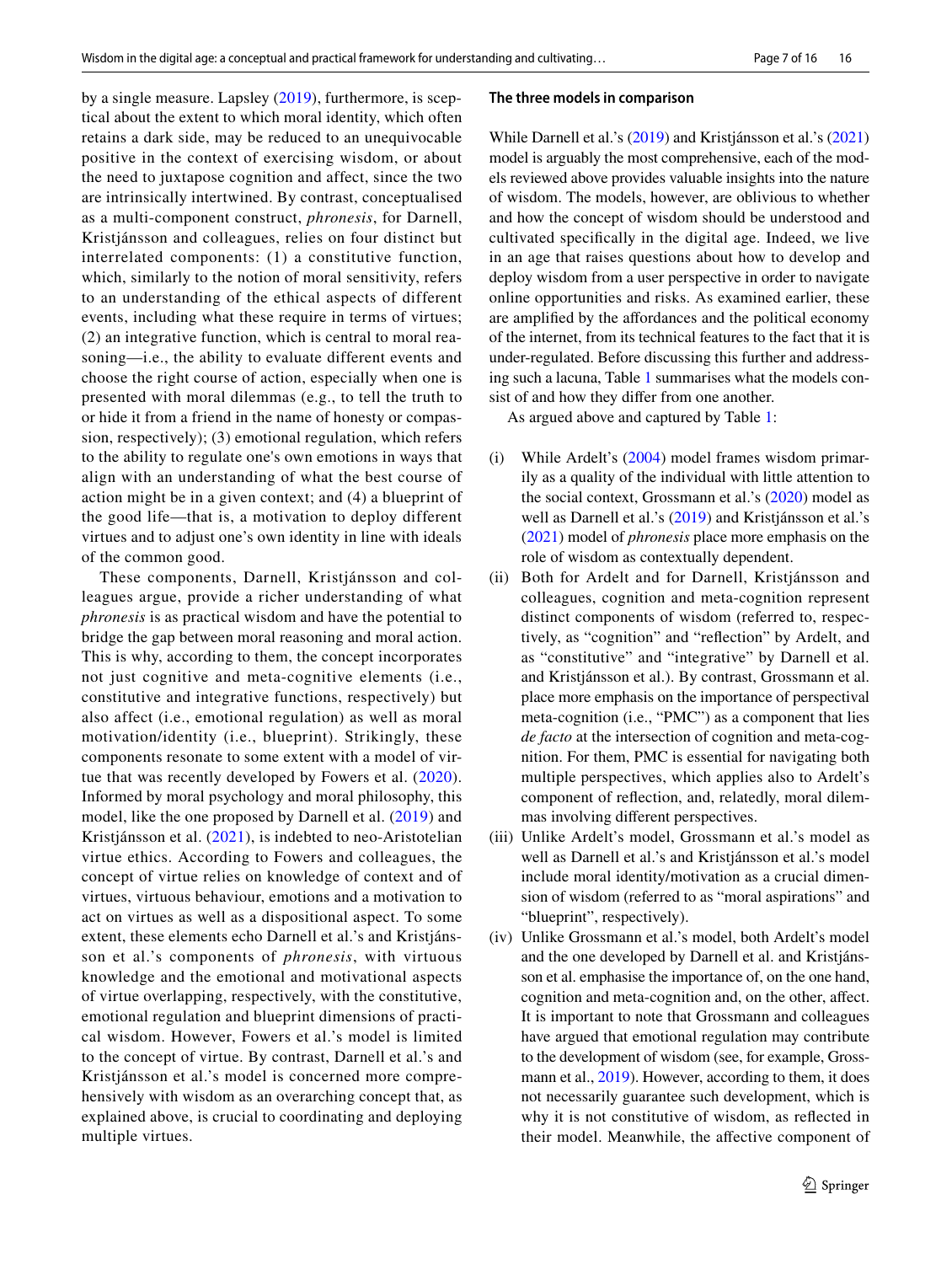by a single measure. Lapsley (2019), furthermore, is sceptical about the extent to which moral identity, which often retains a dark side, may be reduced to an unequivocable positive in the context of exercising wisdom, or about the need to juxtapose cognition and affect, since the two are intrinsically intertwined. By contrast, conceptualised as a multi-component construct, *phronesis*, for Darnell, Kristjánsson and colleagues, relies on four distinct but interrelated components: (1) a constitutive function, which, similarly to the notion of moral sensitivity, refers to an understanding of the ethical aspects of different events, including what these require in terms of virtues; (2) an integrative function, which is central to moral reasoning—i.e., the ability to evaluate different events and choose the right course of action, especially when one is presented with moral dilemmas (e.g., to tell the truth to or hide it from a friend in the name of honesty or compassion, respectively); (3) emotional regulation, which refers to the ability to regulate one's own emotions in ways that align with an understanding of what the best course of action might be in a given context; and (4) a blueprint of the good life—that is, a motivation to deploy different virtues and to adjust one's own identity in line with ideals of the common good.

These components, Darnell, Kristjánsson and colleagues argue, provide a richer understanding of what *phronesis* is as practical wisdom and have the potential to bridge the gap between moral reasoning and moral action. This is why, according to them, the concept incorporates not just cognitive and meta-cognitive elements (i.e., constitutive and integrative functions, respectively) but also affect (i.e., emotional regulation) as well as moral motivation/identity (i.e., blueprint). Strikingly, these components resonate to some extent with a model of virtue that was recently developed by Fowers et al. (2020). Informed by moral psychology and moral philosophy, this model, like the one proposed by Darnell et al. (2019) and Kristjánsson et al. (2021), is indebted to neo-Aristotelian virtue ethics. According to Fowers and colleagues, the concept of virtue relies on knowledge of context and of virtues, virtuous behaviour, emotions and a motivation to act on virtues as well as a dispositional aspect. To some extent, these elements echo Darnell et al.'s and Kristjánsson et al.'s components of *phronesis*, with virtuous knowledge and the emotional and motivational aspects of virtue overlapping, respectively, with the constitutive, emotional regulation and blueprint dimensions of practical wisdom. However, Fowers et al.'s model is limited to the concept of virtue. By contrast, Darnell et al.'s and Kristjánsson et al.'s model is concerned more comprehensively with wisdom as an overarching concept that, as explained above, is crucial to coordinating and deploying multiple virtues.

### The three models in comparison

While Darnell et al.'s (2019) and Kristjánsson et al.'s (2021) model is arguably the most comprehensive, each of the models reviewed above provides valuable insights into the nature of wisdom. The models, however, are oblivious to whether and how the concept of wisdom should be understood and cultivated specifically in the digital age. Indeed, we live in an age that raises questions about how to develop and deploy wisdom from a user perspective in order to navigate online opportunities and risks. As examined earlier, these are amplified by the affordances and the political economy of the internet, from its technical features to the fact that it is under-regulated. Before discussing this further and addressing such a lacuna, Table 1 summarises what the models consist of and how they differ from one another.

As argued above and captured by Table 1:

(i) While Ardelt's (2004) model frames wisdom primarily as a quality of the individual with little attention to the social context, Grossmann et al.'s (2020) model as well as Darnell et al.'s (2019) and Kristjánsson et al.'s (2021) model of *phronesis* place more emphasis on the role of wisdom as contextually dependent.

(ii) Both for Ardelt and for Darnell, Kristjánsson and colleagues, cognition and meta-cognition represent distinct components of wisdom (referred to, respectively, as "cognition" and "reflection" by Ardelt, and as "constitutive" and "integrative" by Darnell et al. and Kristjánsson et al.). By contrast, Grossmann et al. place more emphasis on the importance of perspectival meta-cognition (i.e., "PMC") as a component that lies *de facto* at the intersection of cognition and meta-cognition. For them, PMC is essential for navigating both multiple perspectives, which applies also to Ardelt's component of reflection, and, relatedly, moral dilemmas involving different perspectives.

(iii) Unlike Ardelt's model, Grossmann et al.'s model as well as Darnell et al.'s and Kristjánsson et al.'s model include moral identity/motivation as a crucial dimension of wisdom (referred to as "moral aspirations" and "blueprint", respectively).

(iv) Unlike Grossmann et al.'s model, both Ardelt's model and the one developed by Darnell et al. and Kristjánsson et al. emphasise the importance of, on the one hand, cognition and meta-cognition and, on the other, affect. It is important to note that Grossmann and colleagues have argued that emotional regulation may contribute to the development of wisdom (see, for example, Grossmann et al., 2019). However, according to them, it does not necessarily guarantee such development, which is why it is not constitutive of wisdom, as reflected in their model. Meanwhile, the affective component of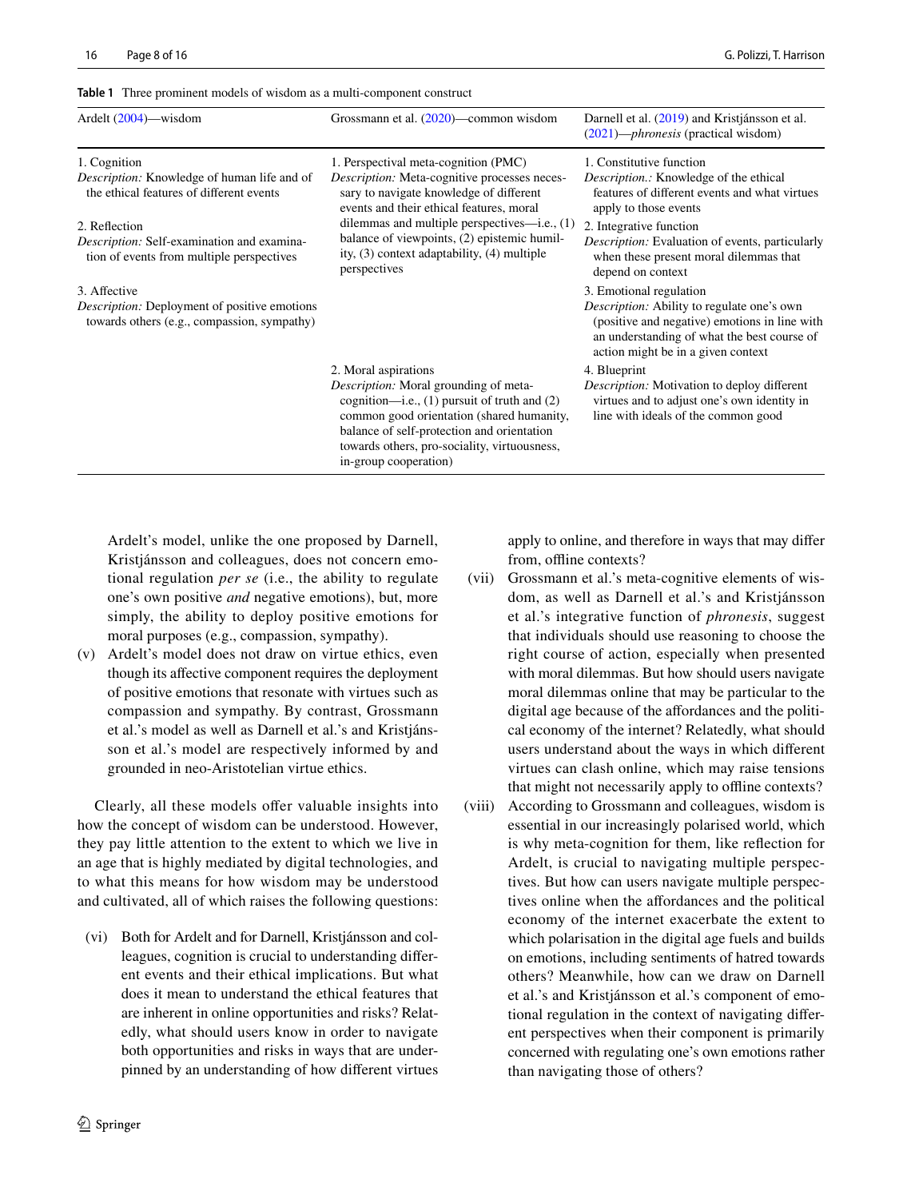**Table 1** Three prominent models of wisdom as a multi-component construct

| Ardelt (2004)—wisdom | Grossmann et al. (2020)—common wisdom | Darnell et al. (2019) and Kristjánsson et al. (2021)—*phronesis* (practical wisdom) |
|---|---|---|
| 1. Cognition<br>*Description:* Knowledge of human life and of the ethical features of different events | 1. Perspectival meta-cognition (PMC)<br>*Description:* Meta-cognitive processes necessary to navigate knowledge of different events and their ethical features, moral dilemmas and multiple perspectives—i.e., (1) balance of viewpoints, (2) epistemic humility, (3) context adaptability, (4) multiple perspectives | 1. Constitutive function<br>*Description.:* Knowledge of the ethical features of different events and what virtues apply to those events |
| 2. Reflection<br>*Description:* Self-examination and examination of events from multiple perspectives | | 2. Integrative function<br>*Description:* Evaluation of events, particularly when these present moral dilemmas that depend on context |
| 3. Affective<br>*Description:* Deployment of positive emotions towards others (e.g., compassion, sympathy) | | 3. Emotional regulation<br>*Description:* Ability to regulate one's own (positive and negative) emotions in line with an understanding of what the best course of action might be in a given context |
| | 2. Moral aspirations<br>*Description:* Moral grounding of meta-cognition—i.e., (1) pursuit of truth and (2) common good orientation (shared humanity, balance of self-protection and orientation towards others, pro-sociality, virtuousness, in-group cooperation) | 4. Blueprint<br>*Description:* Motivation to deploy different virtues and to adjust one's own identity in line with ideals of the common good |

Ardelt's model, unlike the one proposed by Darnell, Kristjánsson and colleagues, does not concern emotional regulation *per se* (i.e., the ability to regulate one's own positive *and* negative emotions), but, more simply, the ability to deploy positive emotions for moral purposes (e.g., compassion, sympathy).

(v) Ardelt's model does not draw on virtue ethics, even though its affective component requires the deployment of positive emotions that resonate with virtues such as compassion and sympathy. By contrast, Grossmann et al.'s model as well as Darnell et al.'s and Kristjánsson et al.'s model are respectively informed by and grounded in neo-Aristotelian virtue ethics.

Clearly, all these models offer valuable insights into how the concept of wisdom can be understood. However, they pay little attention to the extent to which we live in an age that is highly mediated by digital technologies, and to what this means for how wisdom may be understood and cultivated, all of which raises the following questions:

(vi) Both for Ardelt and for Darnell, Kristjánsson and colleagues, cognition is crucial to understanding different events and their ethical implications. But what does it mean to understand the ethical features that are inherent in online opportunities and risks? Relatedly, what should users know in order to navigate both opportunities and risks in ways that are underpinned by an understanding of how different virtues apply to online, and therefore in ways that may differ from, offline contexts?

(vii) Grossmann et al.'s meta-cognitive elements of wisdom, as well as Darnell et al.'s and Kristjánsson et al.'s integrative function of *phronesis*, suggest that individuals should use reasoning to choose the right course of action, especially when presented with moral dilemmas. But how should users navigate moral dilemmas online that may be particular to the digital age because of the affordances and the political economy of the internet? Relatedly, what should users understand about the ways in which different virtues can clash online, which may raise tensions that might not necessarily apply to offline contexts?

(viii) According to Grossmann and colleagues, wisdom is essential in our increasingly polarised world, which is why meta-cognition for them, like reflection for Ardelt, is crucial to navigating multiple perspectives. But how can users navigate multiple perspectives online when the affordances and the political economy of the internet exacerbate the extent to which polarisation in the digital age fuels and builds on emotions, including sentiments of hatred towards others? Meanwhile, how can we draw on Darnell et al.'s and Kristjánsson et al.'s component of emotional regulation in the context of navigating different perspectives when their component is primarily concerned with regulating one's own emotions rather than navigating those of others?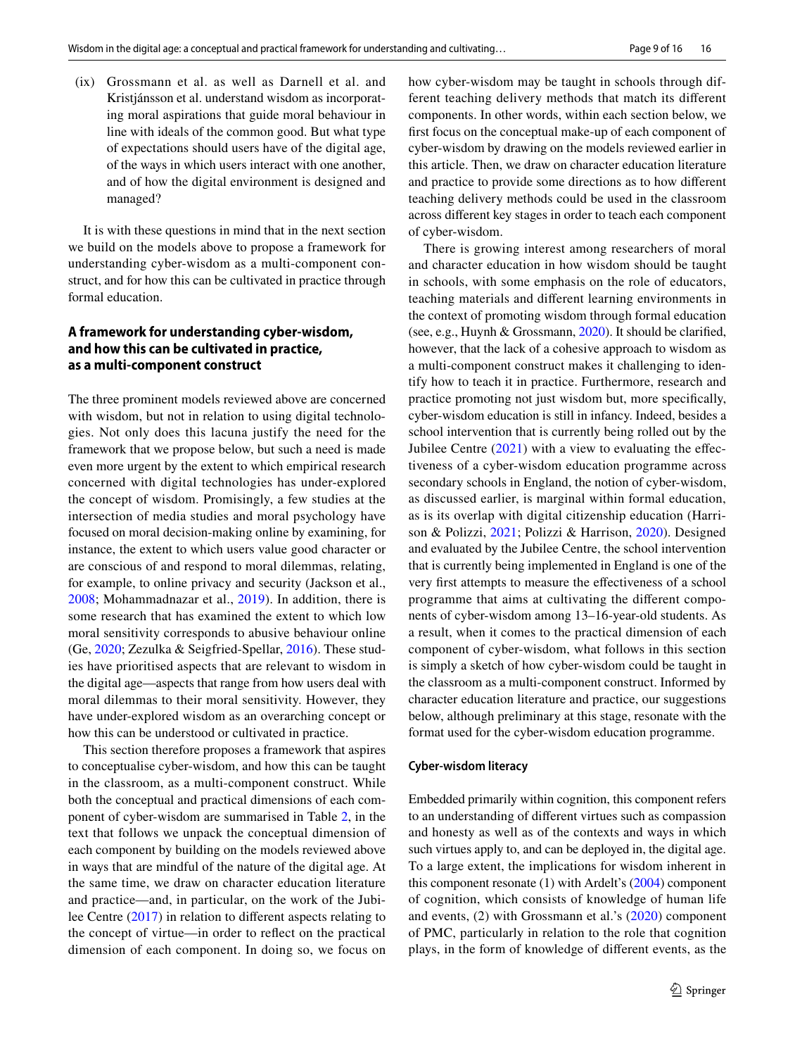(ix) Grossmann et al. as well as Darnell et al. and Kristjánsson et al. understand wisdom as incorporating moral aspirations that guide moral behaviour in line with ideals of the common good. But what type of expectations should users have of the digital age, of the ways in which users interact with one another, and of how the digital environment is designed and managed?

It is with these questions in mind that in the next section we build on the models above to propose a framework for understanding cyber-wisdom as a multi-component construct, and for how this can be cultivated in practice through formal education.

## A framework for understanding cyber-wisdom, and how this can be cultivated in practice, as a multi-component construct

The three prominent models reviewed above are concerned with wisdom, but not in relation to using digital technologies. Not only does this lacuna justify the need for the framework that we propose below, but such a need is made even more urgent by the extent to which empirical research concerned with digital technologies has under-explored the concept of wisdom. Promisingly, a few studies at the intersection of media studies and moral psychology have focused on moral decision-making online by examining, for instance, the extent to which users value good character or are conscious of and respond to moral dilemmas, relating, for example, to online privacy and security (Jackson et al., 2008; Mohammadnazar et al., 2019). In addition, there is some research that has examined the extent to which low moral sensitivity corresponds to abusive behaviour online (Ge, 2020; Zezulka & Seigfried-Spellar, 2016). These studies have prioritised aspects that are relevant to wisdom in the digital age—aspects that range from how users deal with moral dilemmas to their moral sensitivity. However, they have under-explored wisdom as an overarching concept or how this can be understood or cultivated in practice.

This section therefore proposes a framework that aspires to conceptualise cyber-wisdom, and how this can be taught in the classroom, as a multi-component construct. While both the conceptual and practical dimensions of each component of cyber-wisdom are summarised in Table 2, in the text that follows we unpack the conceptual dimension of each component by building on the models reviewed above in ways that are mindful of the nature of the digital age. At the same time, we draw on character education literature and practice—and, in particular, on the work of the Jubilee Centre (2017) in relation to different aspects relating to the concept of virtue—in order to reflect on the practical dimension of each component. In doing so, we focus on how cyber-wisdom may be taught in schools through different teaching delivery methods that match its different components. In other words, within each section below, we first focus on the conceptual make-up of each component of cyber-wisdom by drawing on the models reviewed earlier in this article. Then, we draw on character education literature and practice to provide some directions as to how different teaching delivery methods could be used in the classroom across different key stages in order to teach each component of cyber-wisdom.

There is growing interest among researchers of moral and character education in how wisdom should be taught in schools, with some emphasis on the role of educators, teaching materials and different learning environments in the context of promoting wisdom through formal education (see, e.g., Huynh & Grossmann, 2020). It should be clarified, however, that the lack of a cohesive approach to wisdom as a multi-component construct makes it challenging to identify how to teach it in practice. Furthermore, research and practice promoting not just wisdom but, more specifically, cyber-wisdom education is still in infancy. Indeed, besides a school intervention that is currently being rolled out by the Jubilee Centre (2021) with a view to evaluating the effectiveness of a cyber-wisdom education programme across secondary schools in England, the notion of cyber-wisdom, as discussed earlier, is marginal within formal education, as is its overlap with digital citizenship education (Harrison & Polizzi, 2021; Polizzi & Harrison, 2020). Designed and evaluated by the Jubilee Centre, the school intervention that is currently being implemented in England is one of the very first attempts to measure the effectiveness of a school programme that aims at cultivating the different components of cyber-wisdom among 13–16-year-old students. As a result, when it comes to the practical dimension of each component of cyber-wisdom, what follows in this section is simply a sketch of how cyber-wisdom could be taught in the classroom as a multi-component construct. Informed by character education literature and practice, our suggestions below, although preliminary at this stage, resonate with the format used for the cyber-wisdom education programme.

### Cyber-wisdom literacy

Embedded primarily within cognition, this component refers to an understanding of different virtues such as compassion and honesty as well as of the contexts and ways in which such virtues apply to, and can be deployed in, the digital age. To a large extent, the implications for wisdom inherent in this component resonate (1) with Ardelt's (2004) component of cognition, which consists of knowledge of human life and events, (2) with Grossmann et al.'s (2020) component of PMC, particularly in relation to the role that cognition plays, in the form of knowledge of different events, as the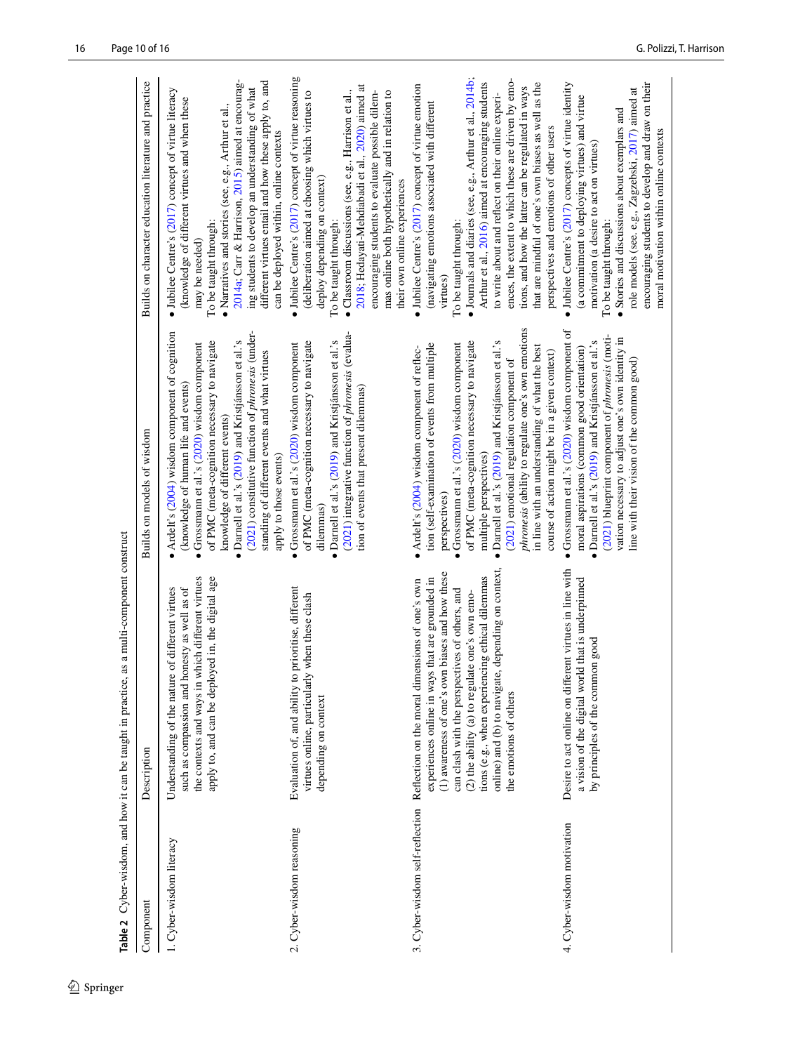**Table 2** Cyber-wisdom, and how it can be taught in practice, as a multi-component construct

| Component | Description | Builds on models of wisdom | Builds on character education literature and practice |
|---|---|---|---|
| 1. Cyber-wisdom literacy | Understanding of the nature of different virtues such as compassion and honesty as well as of the contexts and ways in which different virtues apply to, and can be deployed in, the digital age | • Ardelt's (2004) wisdom component of cognition (knowledge of human life and events)<br>• Grossmann et al.'s (2020) wisdom component of PMC (meta-cognition necessary to navigate knowledge of different events)<br>• Darnell et al.'s (2019) and Kristjánsson et al.'s (2021) constitutive function of *phronesis* (understanding of different events and what virtues apply to those events) | • Jubilee Centre's (2017) concept of virtue literacy (knowledge of different virtues and when these may be needed)<br>To be taught through:<br>• Narratives and stories (see, e.g., Arthur et al., 2014a; Carr & Harrison, 2015) aimed at encouraging students to develop an understanding of what different virtues entail and how these apply to, and can be deployed within, online contexts |
| 2. Cyber-wisdom reasoning | Evaluation of, and ability to prioritise, different virtues online, particularly when these clash depending on context | • Grossmann et al.'s (2020) wisdom component of PMC (meta-cognition necessary to navigate dilemmas)<br>• Darnell et al.'s (2019) and Kristjánsson et al.'s (2021) integrative function of *phronesis* (evaluation of events that present dilemmas) | • Jubilee Centre's (2017) concept of virtue reasoning (deliberation aimed at choosing which virtues to deploy depending on context)<br>To be taught through:<br>• Classroom discussions (see, e.g., Harrison et al., 2018; Hedayati-Mehdiabadi et al., 2020) aimed at encouraging students to evaluate possible dilemmas online both hypothetically and in relation to their own online experiences |
| 3. Cyber-wisdom self-reflection | Reflection on the moral dimensions of one's own experiences online in ways that are grounded in (1) awareness of one's own biases and how these can clash with the perspectives of others, and (2) the ability (a) to regulate one's own emotions (e.g., when experiencing ethical dilemmas online) and (b) to navigate, depending on context, the emotions of others | • Ardelt's (2004) wisdom component of reflection (self-examination of events from multiple perspectives)<br>• Grossmann et al.'s (2020) wisdom component of PMC (meta-cognition necessary to navigate multiple perspectives)<br>• Darnell et al.'s (2019) and Kristjánsson et al.'s (2021) emotional regulation component of *phronesis* (ability to regulate one's own emotions in line with an understanding of what the best course of action might be in a given context) | • Jubilee Centre's (2017) concept of virtue emotion (navigating emotions associated with different virtues)<br>To be taught through:<br>• Journals and diaries (see, e.g., Arthur et al., 2014b; Arthur et al., 2016) aimed at encouraging students to write about and reflect on their online experiences, the extent to which these are driven by emotions, and how the latter can be regulated in ways that are mindful of one's own biases as well as the perspectives and emotions of other users |
| 4. Cyber-wisdom motivation | Desire to act online on different virtues in line with a vision of the digital world that is underpinned by principles of the common good | • Grossmann et al.'s (2020) wisdom component of moral aspirations (common good orientation)<br>• Darnell et al.'s (2019) and Kristjánsson et al.'s (2021) blueprint component of *phronesis* (motivation necessary to adjust one's own identity in line with their vision of the common good) | • Jubilee Centre's (2017) concepts of virtue identity (a commitment to deploying virtues) and virtue motivation (a desire to act on virtues)<br>To be taught through:<br>• Stories and discussions about exemplars and role models (see, e.g., Zagzebski, 2017) aimed at encouraging students to develop and draw on their moral motivation within online contexts |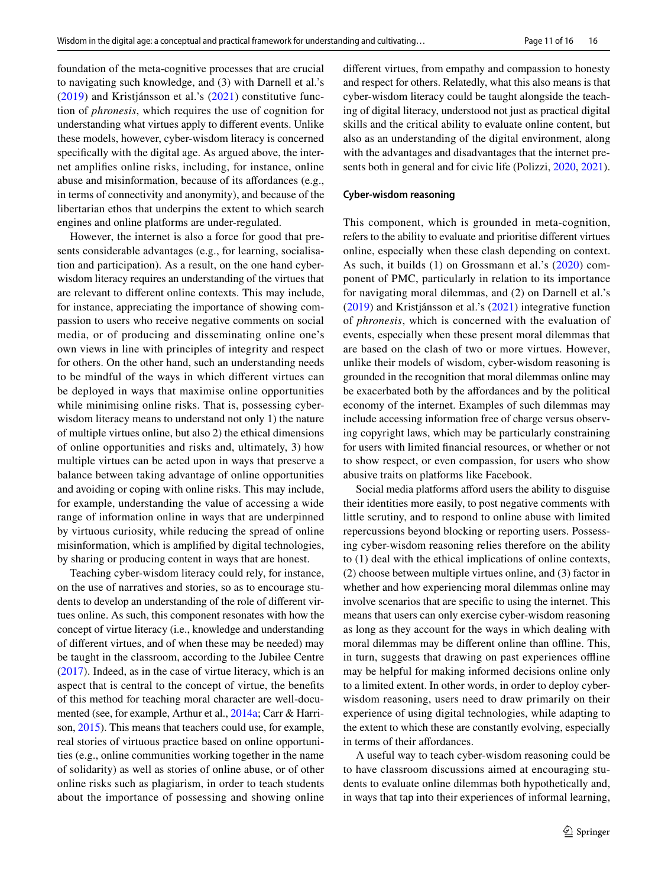foundation of the meta-cognitive processes that are crucial to navigating such knowledge, and (3) with Darnell et al.'s (2019) and Kristjánsson et al.'s (2021) constitutive function of *phronesis*, which requires the use of cognition for understanding what virtues apply to different events. Unlike these models, however, cyber-wisdom literacy is concerned specifically with the digital age. As argued above, the internet amplifies online risks, including, for instance, online abuse and misinformation, because of its affordances (e.g., in terms of connectivity and anonymity), and because of the libertarian ethos that underpins the extent to which search engines and online platforms are under-regulated.

However, the internet is also a force for good that presents considerable advantages (e.g., for learning, socialisation and participation). As a result, on the one hand cyber-wisdom literacy requires an understanding of the virtues that are relevant to different online contexts. This may include, for instance, appreciating the importance of showing compassion to users who receive negative comments on social media, or of producing and disseminating online one's own views in line with principles of integrity and respect for others. On the other hand, such an understanding needs to be mindful of the ways in which different virtues can be deployed in ways that maximise online opportunities while minimising online risks. That is, possessing cyber-wisdom literacy means to understand not only 1) the nature of multiple virtues online, but also 2) the ethical dimensions of online opportunities and risks and, ultimately, 3) how multiple virtues can be acted upon in ways that preserve a balance between taking advantage of online opportunities and avoiding or coping with online risks. This may include, for example, understanding the value of accessing a wide range of information online in ways that are underpinned by virtuous curiosity, while reducing the spread of online misinformation, which is amplified by digital technologies, by sharing or producing content in ways that are honest.

Teaching cyber-wisdom literacy could rely, for instance, on the use of narratives and stories, so as to encourage students to develop an understanding of the role of different virtues online. As such, this component resonates with how the concept of virtue literacy (i.e., knowledge and understanding of different virtues, and of when these may be needed) may be taught in the classroom, according to the Jubilee Centre (2017). Indeed, as in the case of virtue literacy, which is an aspect that is central to the concept of virtue, the benefits of this method for teaching moral character are well-documented (see, for example, Arthur et al., 2014a; Carr & Harrison, 2015). This means that teachers could use, for example, real stories of virtuous practice based on online opportunities (e.g., online communities working together in the name of solidarity) as well as stories of online abuse, or of other online risks such as plagiarism, in order to teach students about the importance of possessing and showing online different virtues, from empathy and compassion to honesty and respect for others. Relatedly, what this also means is that cyber-wisdom literacy could be taught alongside the teaching of digital literacy, understood not just as practical digital skills and the critical ability to evaluate online content, but also as an understanding of the digital environment, along with the advantages and disadvantages that the internet presents both in general and for civic life (Polizzi, 2020, 2021).

### Cyber-wisdom reasoning

This component, which is grounded in meta-cognition, refers to the ability to evaluate and prioritise different virtues online, especially when these clash depending on context. As such, it builds (1) on Grossmann et al.'s (2020) component of PMC, particularly in relation to its importance for navigating moral dilemmas, and (2) on Darnell et al.'s (2019) and Kristjánsson et al.'s (2021) integrative function of *phronesis*, which is concerned with the evaluation of events, especially when these present moral dilemmas that are based on the clash of two or more virtues. However, unlike their models of wisdom, cyber-wisdom reasoning is grounded in the recognition that moral dilemmas online may be exacerbated both by the affordances and by the political economy of the internet. Examples of such dilemmas may include accessing information free of charge versus observing copyright laws, which may be particularly constraining for users with limited financial resources, or whether or not to show respect, or even compassion, for users who show abusive traits on platforms like Facebook.

Social media platforms afford users the ability to disguise their identities more easily, to post negative comments with little scrutiny, and to respond to online abuse with limited repercussions beyond blocking or reporting users. Possessing cyber-wisdom reasoning relies therefore on the ability to (1) deal with the ethical implications of online contexts, (2) choose between multiple virtues online, and (3) factor in whether and how experiencing moral dilemmas online may involve scenarios that are specific to using the internet. This means that users can only exercise cyber-wisdom reasoning as long as they account for the ways in which dealing with moral dilemmas may be different online than offline. This, in turn, suggests that drawing on past experiences offline may be helpful for making informed decisions online only to a limited extent. In other words, in order to deploy cyber-wisdom reasoning, users need to draw primarily on their experience of using digital technologies, while adapting to the extent to which these are constantly evolving, especially in terms of their affordances.

A useful way to teach cyber-wisdom reasoning could be to have classroom discussions aimed at encouraging students to evaluate online dilemmas both hypothetically and, in ways that tap into their experiences of informal learning,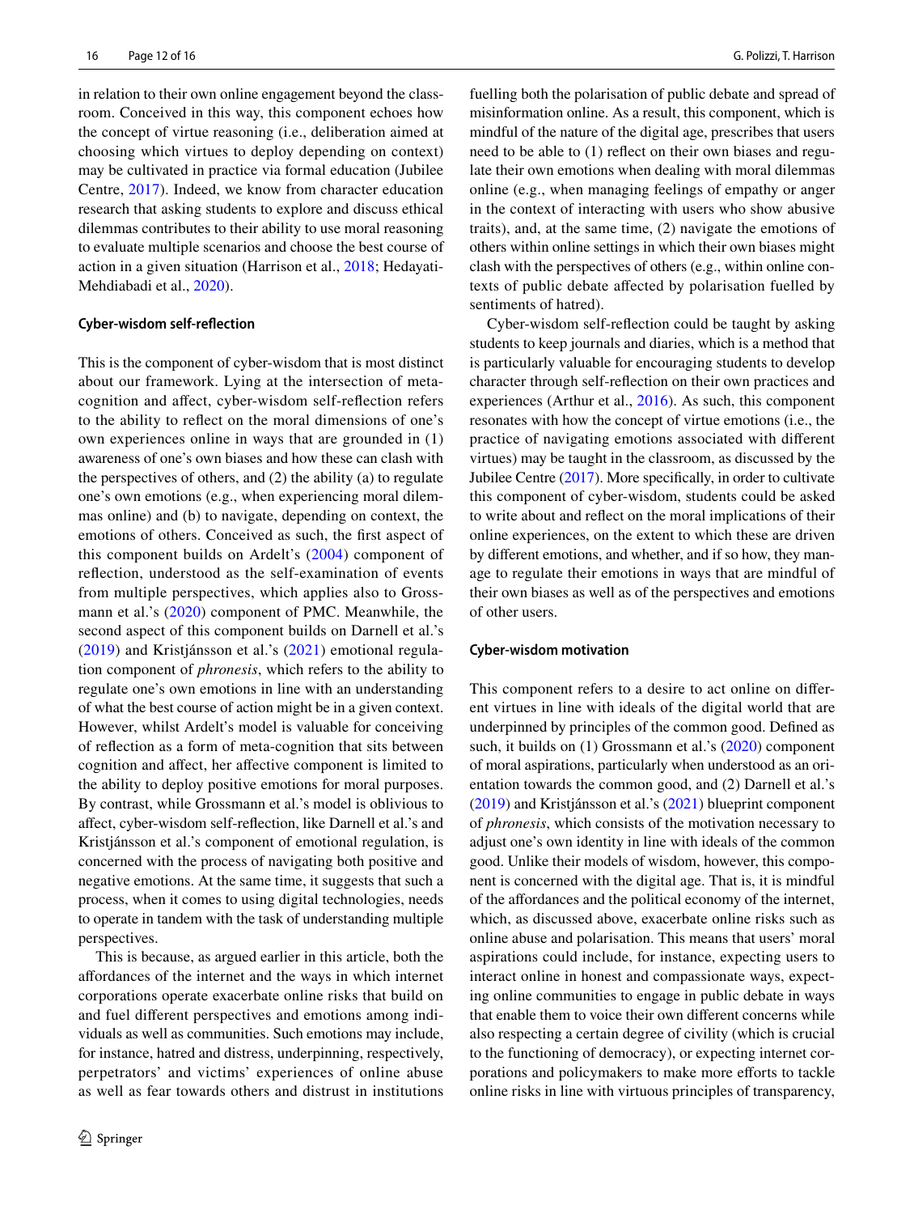in relation to their own online engagement beyond the classroom. Conceived in this way, this component echoes how the concept of virtue reasoning (i.e., deliberation aimed at choosing which virtues to deploy depending on context) may be cultivated in practice via formal education (Jubilee Centre, 2017). Indeed, we know from character education research that asking students to explore and discuss ethical dilemmas contributes to their ability to use moral reasoning to evaluate multiple scenarios and choose the best course of action in a given situation (Harrison et al., 2018; Hedayati-Mehdiabadi et al., 2020).

### Cyber-wisdom self-reflection

This is the component of cyber-wisdom that is most distinct about our framework. Lying at the intersection of meta-cognition and affect, cyber-wisdom self-reflection refers to the ability to reflect on the moral dimensions of one's own experiences online in ways that are grounded in (1) awareness of one's own biases and how these can clash with the perspectives of others, and (2) the ability (a) to regulate one's own emotions (e.g., when experiencing moral dilemmas online) and (b) to navigate, depending on context, the emotions of others. Conceived as such, the first aspect of this component builds on Ardelt's (2004) component of reflection, understood as the self-examination of events from multiple perspectives, which applies also to Grossmann et al.'s (2020) component of PMC. Meanwhile, the second aspect of this component builds on Darnell et al.'s (2019) and Kristjánsson et al.'s (2021) emotional regulation component of *phronesis*, which refers to the ability to regulate one's own emotions in line with an understanding of what the best course of action might be in a given context. However, whilst Ardelt's model is valuable for conceiving of reflection as a form of meta-cognition that sits between cognition and affect, her affective component is limited to the ability to deploy positive emotions for moral purposes. By contrast, while Grossmann et al.'s model is oblivious to affect, cyber-wisdom self-reflection, like Darnell et al.'s and Kristjánsson et al.'s component of emotional regulation, is concerned with the process of navigating both positive and negative emotions. At the same time, it suggests that such a process, when it comes to using digital technologies, needs to operate in tandem with the task of understanding multiple perspectives.

This is because, as argued earlier in this article, both the affordances of the internet and the ways in which internet corporations operate exacerbate online risks that build on and fuel different perspectives and emotions among individuals as well as communities. Such emotions may include, for instance, hatred and distress, underpinning, respectively, perpetrators' and victims' experiences of online abuse as well as fear towards others and distrust in institutions fuelling both the polarisation of public debate and spread of misinformation online. As a result, this component, which is mindful of the nature of the digital age, prescribes that users need to be able to (1) reflect on their own biases and regulate their own emotions when dealing with moral dilemmas online (e.g., when managing feelings of empathy or anger in the context of interacting with users who show abusive traits), and, at the same time, (2) navigate the emotions of others within online settings in which their own biases might clash with the perspectives of others (e.g., within online contexts of public debate affected by polarisation fuelled by sentiments of hatred).

Cyber-wisdom self-reflection could be taught by asking students to keep journals and diaries, which is a method that is particularly valuable for encouraging students to develop character through self-reflection on their own practices and experiences (Arthur et al., 2016). As such, this component resonates with how the concept of virtue emotions (i.e., the practice of navigating emotions associated with different virtues) may be taught in the classroom, as discussed by the Jubilee Centre (2017). More specifically, in order to cultivate this component of cyber-wisdom, students could be asked to write about and reflect on the moral implications of their online experiences, on the extent to which these are driven by different emotions, and whether, and if so how, they manage to regulate their emotions in ways that are mindful of their own biases as well as of the perspectives and emotions of other users.

### Cyber-wisdom motivation

This component refers to a desire to act online on different virtues in line with ideals of the digital world that are underpinned by principles of the common good. Defined as such, it builds on (1) Grossmann et al.'s (2020) component of moral aspirations, particularly when understood as an orientation towards the common good, and (2) Darnell et al.'s (2019) and Kristjánsson et al.'s (2021) blueprint component of *phronesis*, which consists of the motivation necessary to adjust one's own identity in line with ideals of the common good. Unlike their models of wisdom, however, this component is concerned with the digital age. That is, it is mindful of the affordances and the political economy of the internet, which, as discussed above, exacerbate online risks such as online abuse and polarisation. This means that users' moral aspirations could include, for instance, expecting users to interact online in honest and compassionate ways, expecting online communities to engage in public debate in ways that enable them to voice their own different concerns while also respecting a certain degree of civility (which is crucial to the functioning of democracy), or expecting internet corporations and policymakers to make more efforts to tackle online risks in line with virtuous principles of transparency,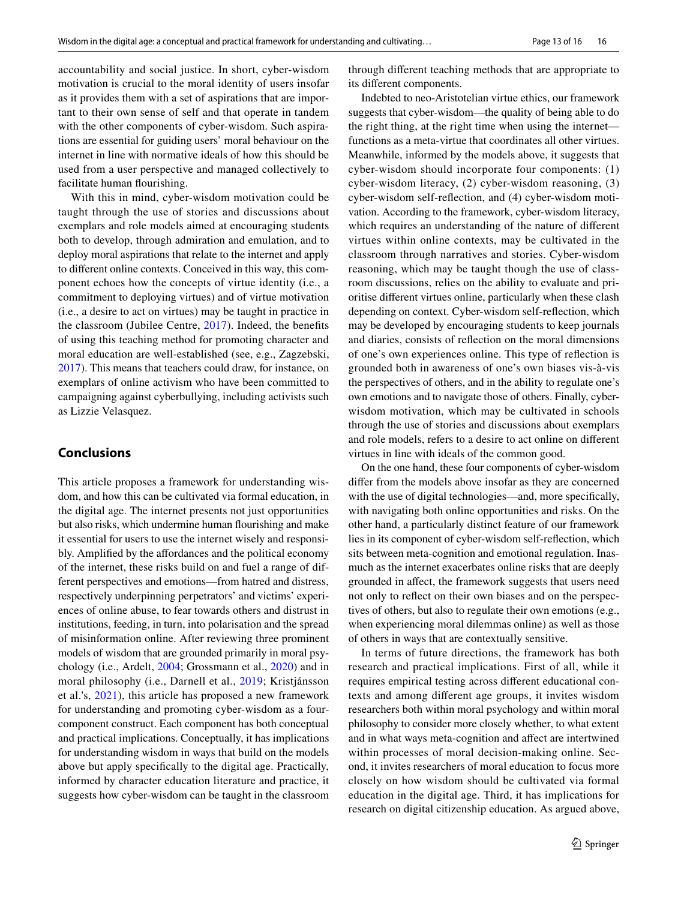accountability and social justice. In short, cyber-wisdom motivation is crucial to the moral identity of users insofar as it provides them with a set of aspirations that are important to their own sense of self and that operate in tandem with the other components of cyber-wisdom. Such aspirations are essential for guiding users' moral behaviour on the internet in line with normative ideals of how this should be used from a user perspective and managed collectively to facilitate human flourishing.

With this in mind, cyber-wisdom motivation could be taught through the use of stories and discussions about exemplars and role models aimed at encouraging students both to develop, through admiration and emulation, and to deploy moral aspirations that relate to the internet and apply to different online contexts. Conceived in this way, this component echoes how the concepts of virtue identity (i.e., a commitment to deploying virtues) and of virtue motivation (i.e., a desire to act on virtues) may be taught in practice in the classroom (Jubilee Centre, 2017). Indeed, the benefits of using this teaching method for promoting character and moral education are well-established (see, e.g., Zagzebski, 2017). This means that teachers could draw, for instance, on exemplars of online activism who have been committed to campaigning against cyberbullying, including activists such as Lizzie Velasquez.

## Conclusions

This article proposes a framework for understanding wisdom, and how this can be cultivated via formal education, in the digital age. The internet presents not just opportunities but also risks, which undermine human flourishing and make it essential for users to use the internet wisely and responsibly. Amplified by the affordances and the political economy of the internet, these risks build on and fuel a range of different perspectives and emotions—from hatred and distress, respectively underpinning perpetrators' and victims' experiences of online abuse, to fear towards others and distrust in institutions, feeding, in turn, into polarisation and the spread of misinformation online. After reviewing three prominent models of wisdom that are grounded primarily in moral psychology (i.e., Ardelt, 2004; Grossmann et al., 2020) and in moral philosophy (i.e., Darnell et al., 2019; Kristjánsson et al.'s, 2021), this article has proposed a new framework for understanding and promoting cyber-wisdom as a four-component construct. Each component has both conceptual and practical implications. Conceptually, it has implications for understanding wisdom in ways that build on the models above but apply specifically to the digital age. Practically, informed by character education literature and practice, it suggests how cyber-wisdom can be taught in the classroom through different teaching methods that are appropriate to its different components.

Indebted to neo-Aristotelian virtue ethics, our framework suggests that cyber-wisdom—the quality of being able to do the right thing, at the right time when using the internet—functions as a meta-virtue that coordinates all other virtues. Meanwhile, informed by the models above, it suggests that cyber-wisdom should incorporate four components: (1) cyber-wisdom literacy, (2) cyber-wisdom reasoning, (3) cyber-wisdom self-reflection, and (4) cyber-wisdom motivation. According to the framework, cyber-wisdom literacy, which requires an understanding of the nature of different virtues within online contexts, may be cultivated in the classroom through narratives and stories. Cyber-wisdom reasoning, which may be taught though the use of classroom discussions, relies on the ability to evaluate and prioritise different virtues online, particularly when these clash depending on context. Cyber-wisdom self-reflection, which may be developed by encouraging students to keep journals and diaries, consists of reflection on the moral dimensions of one's own experiences online. This type of reflection is grounded both in awareness of one's own biases vis-à-vis the perspectives of others, and in the ability to regulate one's own emotions and to navigate those of others. Finally, cyber-wisdom motivation, which may be cultivated in schools through the use of stories and discussions about exemplars and role models, refers to a desire to act online on different virtues in line with ideals of the common good.

On the one hand, these four components of cyber-wisdom differ from the models above insofar as they are concerned with the use of digital technologies—and, more specifically, with navigating both online opportunities and risks. On the other hand, a particularly distinct feature of our framework lies in its component of cyber-wisdom self-reflection, which sits between meta-cognition and emotional regulation. Inasmuch as the internet exacerbates online risks that are deeply grounded in affect, the framework suggests that users need not only to reflect on their own biases and on the perspectives of others, but also to regulate their own emotions (e.g., when experiencing moral dilemmas online) as well as those of others in ways that are contextually sensitive.

In terms of future directions, the framework has both research and practical implications. First of all, while it requires empirical testing across different educational contexts and among different age groups, it invites wisdom researchers both within moral psychology and within moral philosophy to consider more closely whether, to what extent and in what ways meta-cognition and affect are intertwined within processes of moral decision-making online. Second, it invites researchers of moral education to focus more closely on how wisdom should be cultivated via formal education in the digital age. Third, it has implications for research on digital citizenship education. As argued above,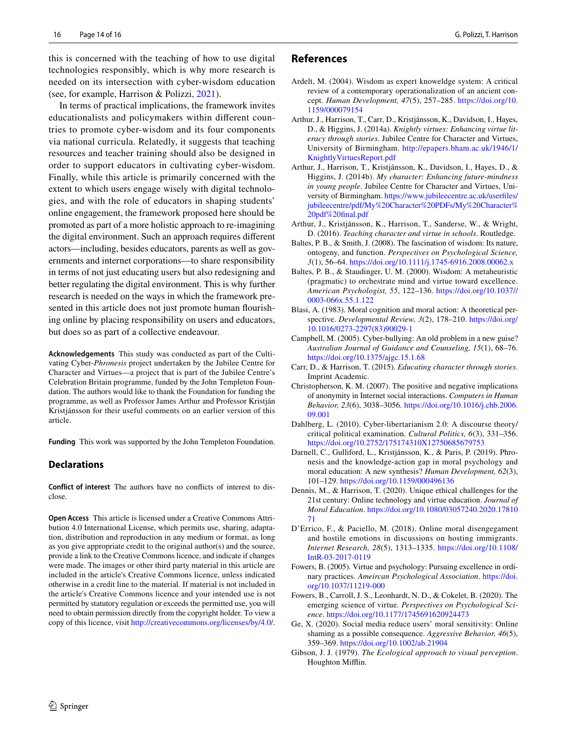this is concerned with the teaching of how to use digital technologies responsibly, which is why more research is needed on its intersection with cyber-wisdom education (see, for example, Harrison & Polizzi, 2021).

In terms of practical implications, the framework invites educationalists and policymakers within different countries to promote cyber-wisdom and its four components via national curricula. Relatedly, it suggests that teaching resources and teacher training should also be designed in order to support educators in cultivating cyber-wisdom. Finally, while this article is primarily concerned with the extent to which users engage wisely with digital technologies, and with the role of educators in shaping students' online engagement, the framework proposed here should be promoted as part of a more holistic approach to re-imagining the digital environment. Such an approach requires different actors—including, besides educators, parents as well as governments and internet corporations—to share responsibility in terms of not just educating users but also redesigning and better regulating the digital environment. This is why further research is needed on the ways in which the framework presented in this article does not just promote human flourishing online by placing responsibility on users and educators, but does so as part of a collective endeavour.

**Acknowledgements** This study was conducted as part of the Cultivating Cyber-*Phronesis* project undertaken by the Jubilee Centre for Character and Virtues—a project that is part of the Jubilee Centre's Celebration Britain programme, funded by the John Templeton Foundation. The authors would like to thank the Foundation for funding the programme, as well as Professor James Arthur and Professor Kristján Kristjánsson for their useful comments on an earlier version of this article.

**Funding** This work was supported by the John Templeton Foundation.

## Declarations

**Conflict of interest** The authors have no conflicts of interest to disclose.

**Open Access** This article is licensed under a Creative Commons Attribution 4.0 International License, which permits use, sharing, adaptation, distribution and reproduction in any medium or format, as long as you give appropriate credit to the original author(s) and the source, provide a link to the Creative Commons licence, and indicate if changes were made. The images or other third party material in this article are included in the article's Creative Commons licence, unless indicated otherwise in a credit line to the material. If material is not included in the article's Creative Commons licence and your intended use is not permitted by statutory regulation or exceeds the permitted use, you will need to obtain permission directly from the copyright holder. To view a copy of this licence, visit http://creativecommons.org/licenses/by/4.0/.

## References

Ardelt, M. (2004). Wisdom as expert knoweldge system: A critical review of a contemporary operationalization of an ancient concept. *Human Development, 47*(5), 257–285. https://doi.org/10.1159/000079154

Arthur, J., Harrison, T., Carr, D., Kristjánsson, K., Davidson, I., Hayes, D., & Higgins, J. (2014a). *Knightly virtues: Enhancing virtue literacy through stories*. Jubilee Centre for Character and Virtues, University of Birmingham. http://epapers.bham.ac.uk/1946/1/KnightlyVirtuesReport.pdf

Arthur, J., Harrison, T., Kristjánsson, K., Davidson, I., Hayes, D., & Higgins, J. (2014b). *My character: Enhancing future-mindness in young people*. Jubilee Centre for Character and Virtues, University of Birmingham. https://www.jubileecentre.ac.uk/userfiles/jubileecentre/pdf/My%20Character%20PDFs/My%20Character%20pdf%20final.pdf

Arthur, J., Kristjánsson, K., Harrison, T., Sanderse, W., & Wright, D. (2016). *Teaching character and virtue in schools*. Routledge.

Baltes, P. B., & Smith, J. (2008). The fascination of wisdom: Its nature, ontogeny, and function. *Perspectives on Psychological Science, 3*(1), 56–64. https://doi.org/10.1111/j.1745-6916.2008.00062.x

Baltes, P. B., & Staudinger, U. M. (2000). Wisdom: A metaheuristic (pragmatic) to orchestrate mind and virtue toward excellence. *American Psychologist, 55*, 122–136. https://doi.org/10.1037//0003-066x.55.1.122

Blasi, A. (1983). Moral cognition and moral action: A theoretical perspective. *Developmental Review, 3*(2), 178–210. https://doi.org/10.1016/0273-2297(83)90029-1

Campbell, M. (2005). Cyber-bullying: An old problem in a new guise? *Australian Journal of Guidance and Counseling, 15*(1), 68–76. https://doi.org/10.1375/ajgc.15.1.68

Carr, D., & Harrison, T. (2015). *Educating character through stories*. Imprint Academic.

Christopherson, K. M. (2007). The positive and negative implications of anonymity in Internet social interactions. *Computers in Human Behavior, 23*(6), 3038–3056. https://doi.org/10.1016/j.chb.2006.09.001

Dahlberg, L. (2010). Cyber-libertarianism 2.0: A discourse theory/critical political examination. *Cultural Politics, 6*(3), 331–356. https://doi.org/10.2752/175174310X12750685679753

Darnell, C., Gulliford, L., Kristjánsson, K., & Paris, P. (2019). Phronesis and the knowledge-action gap in moral psychology and moral education: A new synthesis? *Human Development, 62*(3), 101–129. https://doi.org/10.1159/000496136

Dennis, M., & Harrison, T. (2020). Unique ethical challenges for the 21st century: Online technology and virtue education. *Journal of Moral Education*. https://doi.org/10.1080/03057240.2020.1781071

D'Errico, F., & Paciello, M. (2018). Online moral disengagement and hostile emotions in discussions on hosting immigrants. *Internet Research, 28*(5), 1313–1335. https://doi.org/10.1108/IntR-03-2017-0119

Fowers, B. (2005). Virtue and psychology: Pursuing excellence in ordinary practices. *Ameircan Psychological Association*. https://doi.org/10.1037/11219-000

Fowers, B., Carroll, J. S., Leonhardt, N. D., & Cokelet, B. (2020). The emerging science of virtue. *Perspectives on Psychological Science*. https://doi.org/10.1177/1745691620924473

Ge, X. (2020). Social media reduce users' moral sensitivity: Online shaming as a possible consequence. *Aggressive Behavior, 46*(5), 359–369. https://doi.org/10.1002/ab.21904

Gibson, J. J. (1979). *The Ecological approach to visual perception*. Houghton Mifflin.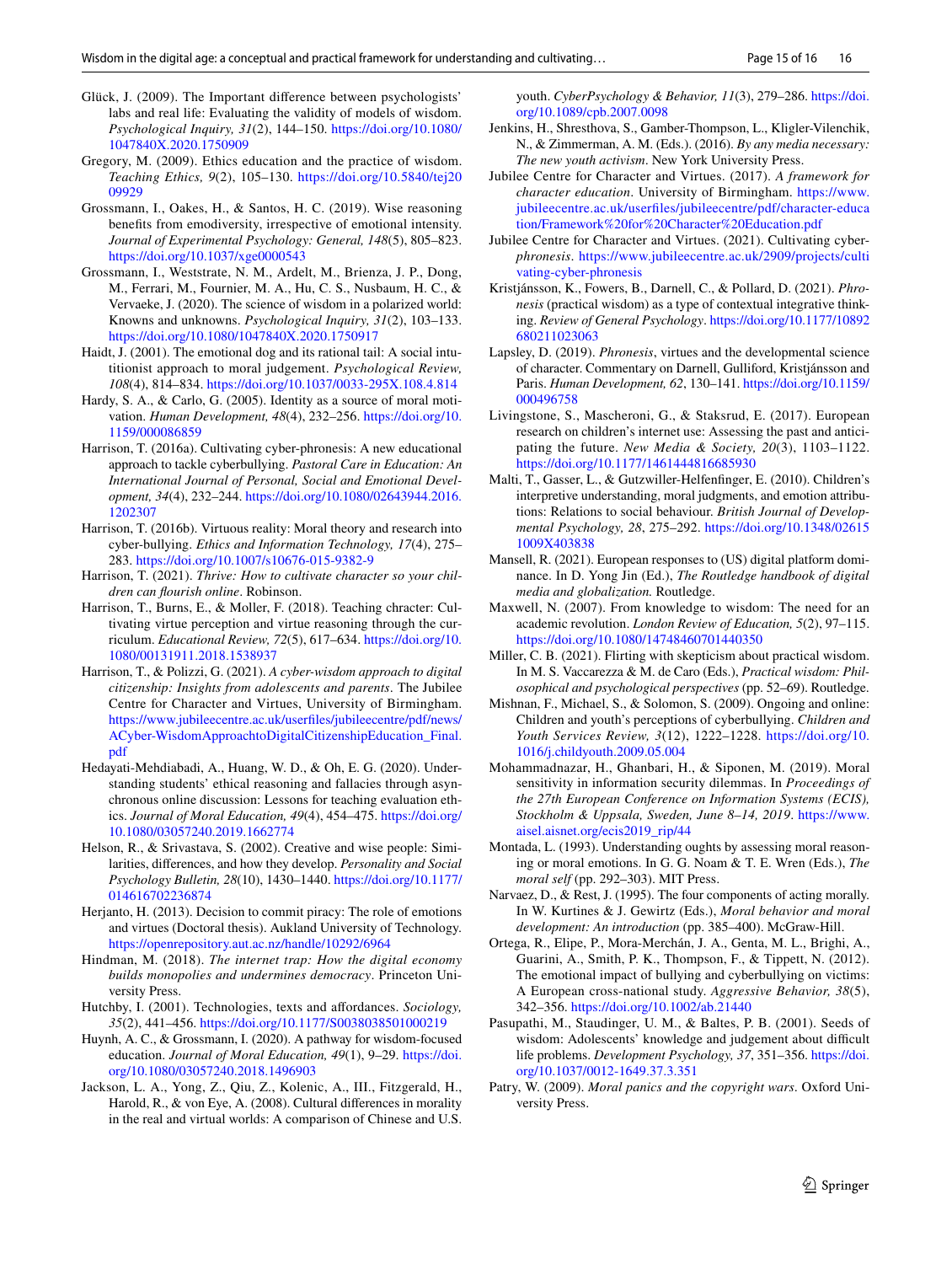Glück, J. (2009). The Important difference between psychologists' labs and real life: Evaluating the validity of models of wisdom. *Psychological Inquiry, 31*(2), 144–150. https://doi.org/10.1080/1047840X.2020.1750909

Gregory, M. (2009). Ethics education and the practice of wisdom. *Teaching Ethics, 9*(2), 105–130. https://doi.org/10.5840/tej2009929

Grossmann, I., Oakes, H., & Santos, H. C. (2019). Wise reasoning benefits from emodiversity, irrespective of emotional intensity. *Journal of Experimental Psychology: General, 148*(5), 805–823. https://doi.org/10.1037/xge0000543

Grossmann, I., Weststrate, N. M., Ardelt, M., Brienza, J. P., Dong, M., Ferrari, M., Fournier, M. A., Hu, C. S., Nusbaum, H. C., & Vervaeke, J. (2020). The science of wisdom in a polarized world: Knowns and unknowns. *Psychological Inquiry, 31*(2), 103–133. https://doi.org/10.1080/1047840X.2020.1750917

Haidt, J. (2001). The emotional dog and its rational tail: A social intuitionist approach to moral judgement. *Psychological Review, 108*(4), 814–834. https://doi.org/10.1037/0033-295X.108.4.814

Hardy, S. A., & Carlo, G. (2005). Identity as a source of moral motivation. *Human Development, 48*(4), 232–256. https://doi.org/10.1159/000086859

Harrison, T. (2016a). Cultivating cyber-phronesis: A new educational approach to tackle cyberbullying. *Pastoral Care in Education: An International Journal of Personal, Social and Emotional Development, 34*(4), 232–244. https://doi.org/10.1080/02643944.2016.1202307

Harrison, T. (2016b). Virtuous reality: Moral theory and research into cyber-bullying. *Ethics and Information Technology, 17*(4), 275–283. https://doi.org/10.1007/s10676-015-9382-9

Harrison, T. (2021). *Thrive: How to cultivate character so your children can flourish online*. Robinson.

Harrison, T., Burns, E., & Moller, F. (2018). Teaching chracter: Cultivating virtue perception and virtue reasoning through the curriculum. *Educational Review, 72*(5), 617–634. https://doi.org/10.1080/00131911.2018.1538937

Harrison, T., & Polizzi, G. (2021). *A cyber-wisdom approach to digital citizenship: Insights from adolescents and parents*. The Jubilee Centre for Character and Virtues, University of Birmingham. https://www.jubileecentre.ac.uk/userfiles/jubileecentre/pdf/news/ACyber-WisdomApproachtoDigitalCitizenshipEducation_Final.pdf

Hedayati-Mehdiabadi, A., Huang, W. D., & Oh, E. G. (2020). Understanding students' ethical reasoning and fallacies through asynchronous online discussion: Lessons for teaching evaluation ethics. *Journal of Moral Education, 49*(4), 454–475. https://doi.org/10.1080/03057240.2019.1662774

Helson, R., & Srivastava, S. (2002). Creative and wise people: Similarities, differences, and how they develop. *Personality and Social Psychology Bulletin, 28*(10), 1430–1440. https://doi.org/10.1177/014616702236874

Herjanto, H. (2013). Decision to commit piracy: The role of emotions and virtues (Doctoral thesis). Aukland University of Technology. https://openrepository.aut.ac.nz/handle/10292/6964

Hindman, M. (2018). *The internet trap: How the digital economy builds monopolies and undermines democracy*. Princeton University Press.

Hutchby, I. (2001). Technologies, texts and affordances. *Sociology, 35*(2), 441–456. https://doi.org/10.1177/S0038038501000219

Huynh, A. C., & Grossmann, I. (2020). A pathway for wisdom-focused education. *Journal of Moral Education, 49*(1), 9–29. https://doi.org/10.1080/03057240.2018.1496903

Jackson, L. A., Yong, Z., Qiu, Z., Kolenic, A., III., Fitzgerald, H., Harold, R., & von Eye, A. (2008). Cultural differences in morality in the real and virtual worlds: A comparison of Chinese and U.S. youth. *CyberPsychology & Behavior, 11*(3), 279–286. https://doi.org/10.1089/cpb.2007.0098

Jenkins, H., Shresthova, S., Gamber-Thompson, L., Kligler-Vilenchik, N., & Zimmerman, A. M. (Eds.). (2016). *By any media necessary: The new youth activism*. New York University Press.

Jubilee Centre for Character and Virtues. (2017). *A framework for character education*. University of Birmingham. https://www.jubileecentre.ac.uk/userfiles/jubileecentre/pdf/character-education/Framework%20for%20Character%20Education.pdf

Jubilee Centre for Character and Virtues. (2021). Cultivating cyber-*phronesis*. https://www.jubileecentre.ac.uk/2909/projects/cultivating-cyber-phronesis

Kristjánsson, K., Fowers, B., Darnell, C., & Pollard, D. (2021). *Phronesis* (practical wisdom) as a type of contextual integrative thinking. *Review of General Psychology*. https://doi.org/10.1177/10892680211023063

Lapsley, D. (2019). *Phronesis*, virtues and the developmental science of character. Commentary on Darnell, Gulliford, Kristjánsson and Paris. *Human Development, 62*, 130–141. https://doi.org/10.1159/000496758

Livingstone, S., Mascheroni, G., & Staksrud, E. (2017). European research on children's internet use: Assessing the past and anticipating the future. *New Media & Society, 20*(3), 1103–1122. https://doi.org/10.1177/1461444816685930

Malti, T., Gasser, L., & Gutzwiller-Helfenfinger, E. (2010). Children's interpretive understanding, moral judgments, and emotion attributions: Relations to social behaviour. *British Journal of Developmental Psychology, 28*, 275–292. https://doi.org/10.1348/026151009X403838

Mansell, R. (2021). European responses to (US) digital platform dominance. In D. Yong Jin (Ed.), *The Routledge handbook of digital media and globalization.* Routledge.

Maxwell, N. (2007). From knowledge to wisdom: The need for an academic revolution. *London Review of Education, 5*(2), 97–115. https://doi.org/10.1080/14748460701440350

Miller, C. B. (2021). Flirting with skepticism about practical wisdom. In M. S. Vaccarezza & M. de Caro (Eds.), *Practical wisdom: Philosophical and psychological perspectives* (pp. 52–69). Routledge.

Mishnan, F., Michael, S., & Solomon, S. (2009). Ongoing and online: Children and youth's perceptions of cyberbullying. *Children and Youth Services Review, 3*(12), 1222–1228. https://doi.org/10.1016/j.childyouth.2009.05.004

Mohammadnazar, H., Ghanbari, H., & Siponen, M. (2019). Moral sensitivity in information security dilemmas. In *Proceedings of the 27th European Conference on Information Systems (ECIS), Stockholm & Uppsala, Sweden, June 8–14, 2019*. https://www.aisel.aisnet.org/ecis2019_rip/44

Montada, L. (1993). Understanding oughts by assessing moral reasoning or moral emotions. In G. G. Noam & T. E. Wren (Eds.), *The moral self* (pp. 292–303). MIT Press.

Narvaez, D., & Rest, J. (1995). The four components of acting morally. In W. Kurtines & J. Gewirtz (Eds.), *Moral behavior and moral development: An introduction* (pp. 385–400). McGraw-Hill.

Ortega, R., Elipe, P., Mora-Merchán, J. A., Genta, M. L., Brighi, A., Guarini, A., Smith, P. K., Thompson, F., & Tippett, N. (2012). The emotional impact of bullying and cyberbullying on victims: A European cross-national study. *Aggressive Behavior, 38*(5), 342–356. https://doi.org/10.1002/ab.21440

Pasupathi, M., Staudinger, U. M., & Baltes, P. B. (2001). Seeds of wisdom: Adolescents' knowledge and judgement about difficult life problems. *Development Psychology, 37*, 351–356. https://doi.org/10.1037/0012-1649.37.3.351

Patry, W. (2009). *Moral panics and the copyright wars*. Oxford University Press.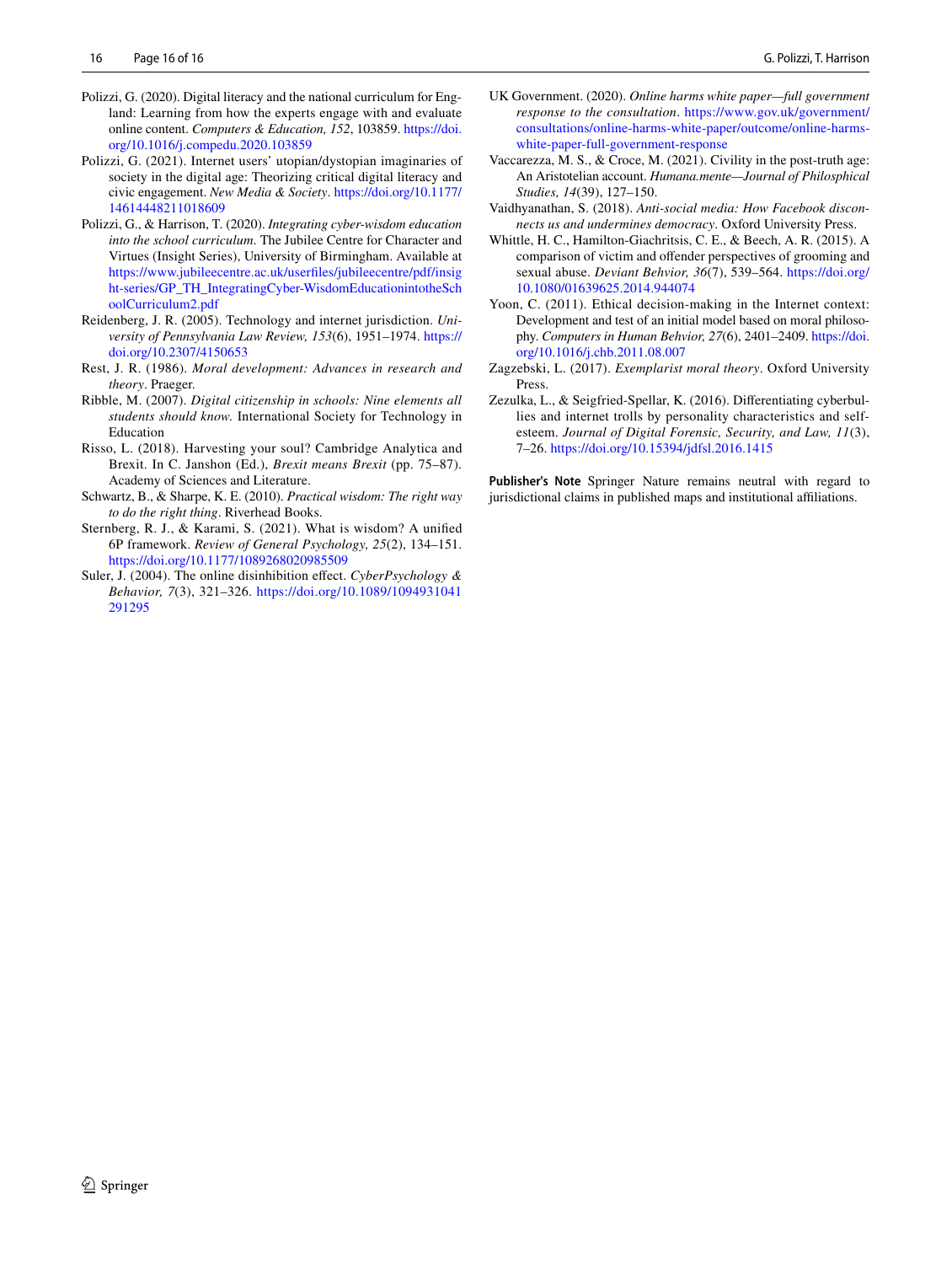Polizzi, G. (2020). Digital literacy and the national curriculum for England: Learning from how the experts engage with and evaluate online content. *Computers & Education, 152*, 103859. https://doi.org/10.1016/j.compedu.2020.103859

Polizzi, G. (2021). Internet users' utopian/dystopian imaginaries of society in the digital age: Theorizing critical digital literacy and civic engagement. *New Media & Society*. https://doi.org/10.1177/14614448211018609

Polizzi, G., & Harrison, T. (2020). *Integrating cyber-wisdom education into the school curriculum*. The Jubilee Centre for Character and Virtues (Insight Series), University of Birmingham. Available at https://www.jubileecentre.ac.uk/userfiles/jubileecentre/pdf/insight-series/GP_TH_IntegratingCyber-WisdomEducationintotheSchoolCurriculum2.pdf

Reidenberg, J. R. (2005). Technology and internet jurisdiction. *University of Pennsylvania Law Review, 153*(6), 1951–1974. https://doi.org/10.2307/4150653

Rest, J. R. (1986). *Moral development: Advances in research and theory*. Praeger.

Ribble, M. (2007). *Digital citizenship in schools: Nine elements all students should know.* International Society for Technology in Education

Risso, L. (2018). Harvesting your soul? Cambridge Analytica and Brexit. In C. Janshon (Ed.), *Brexit means Brexit* (pp. 75–87). Academy of Sciences and Literature.

Schwartz, B., & Sharpe, K. E. (2010). *Practical wisdom: The right way to do the right thing*. Riverhead Books.

Sternberg, R. J., & Karami, S. (2021). What is wisdom? A unified 6P framework. *Review of General Psychology, 25*(2), 134–151. https://doi.org/10.1177/1089268020985509

Suler, J. (2004). The online disinhibition effect. *CyberPsychology & Behavior, 7*(3), 321–326. https://doi.org/10.1089/1094931041291295

UK Government. (2020). *Online harms white paper—full government response to the consultation*. https://www.gov.uk/government/consultations/online-harms-white-paper/outcome/online-harms-white-paper-full-government-response

Vaccarezza, M. S., & Croce, M. (2021). Civility in the post-truth age: An Aristotelian account. *Humana.mente—Journal of Philosophical Studies, 14*(39), 127–150.

Vaidhyanathan, S. (2018). *Anti-social media: How Facebook disconnects us and undermines democracy*. Oxford University Press.

Whittle, H. C., Hamilton-Giachritsis, C. E., & Beech, A. R. (2015). A comparison of victim and offender perspectives of grooming and sexual abuse. *Deviant Behvior, 36*(7), 539–564. https://doi.org/10.1080/01639625.2014.944074

Yoon, C. (2011). Ethical decision-making in the Internet context: Development and test of an initial model based on moral philosophy. *Computers in Human Behvior, 27*(6), 2401–2409. https://doi.org/10.1016/j.chb.2011.08.007

Zagzebski, L. (2017). *Exemplarist moral theory*. Oxford University Press.

Zezulka, L., & Seigfried-Spellar, K. (2016). Differentiating cyberbullies and internet trolls by personality characteristics and self-esteem. *Journal of Digital Forensic, Security, and Law, 11*(3), 7–26. https://doi.org/10.15394/jdfsl.2016.1415

**Publisher's Note** Springer Nature remains neutral with regard to jurisdictional claims in published maps and institutional affiliations.